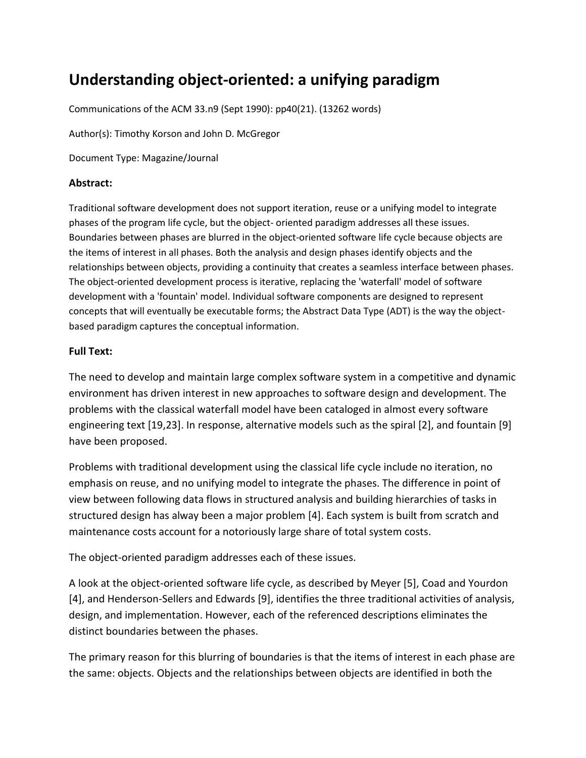# Understanding object-oriented: a unifying paradigm

Communications of the ACM 33.n9 (Sept 1990): pp40(21). (13262 words)

Author(s): Timothy Korson and John D. McGregor

Document Type: Magazine/Journal

**Abstract:**

Traditional software development does not support iteration, reuse or a unifying model to integrate phases of the program life cycle, but the object- oriented paradigm addresses all these issues. Boundaries between phases are blurred in the object-oriented software life cycle because objects are the items of interest in all phases. Both the analysis and design phases identify objects and the relationships between objects, providing a continuity that creates a seamless interface between phases. The object-oriented development process is iterative, replacing the 'waterfall' model of software development with a 'fountain' model. Individual software components are designed to represent concepts that will eventually be executable forms; the Abstract Data Type (ADT) is the way the object-based paradigm captures the conceptual information.

**Full Text:**

The need to develop and maintain large complex software system in a competitive and dynamic environment has driven interest in new approaches to software design and development. The problems with the classical waterfall model have been cataloged in almost every software engineering text [19,23]. In response, alternative models such as the spiral [2], and fountain [9] have been proposed.

Problems with traditional development using the classical life cycle include no iteration, no emphasis on reuse, and no unifying model to integrate the phases. The difference in point of view between following data flows in structured analysis and building hierarchies of tasks in structured design has alway been a major problem [4]. Each system is built from scratch and maintenance costs account for a notoriously large share of total system costs.

The object-oriented paradigm addresses each of these issues.

A look at the object-oriented software life cycle, as described by Meyer [5], Coad and Yourdon [4], and Henderson-Sellers and Edwards [9], identifies the three traditional activities of analysis, design, and implementation. However, each of the referenced descriptions eliminates the distinct boundaries between the phases.

The primary reason for this blurring of boundaries is that the items of interest in each phase are the same: objects. Objects and the relationships between objects are identified in both the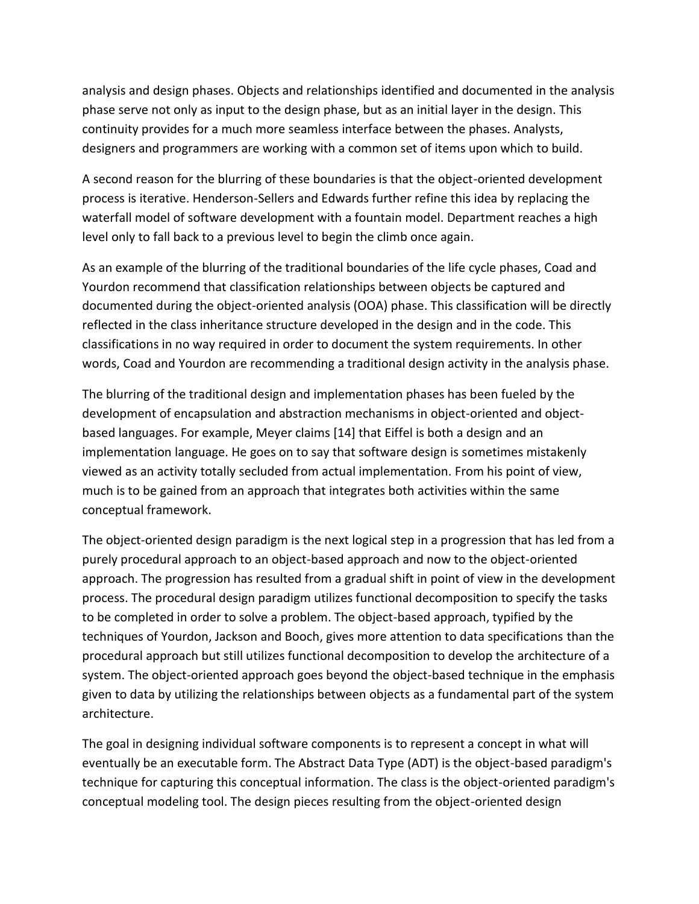analysis and design phases. Objects and relationships identified and documented in the analysis phase serve not only as input to the design phase, but as an initial layer in the design. This continuity provides for a much more seamless interface between the phases. Analysts, designers and programmers are working with a common set of items upon which to build.

A second reason for the blurring of these boundaries is that the object-oriented development process is iterative. Henderson-Sellers and Edwards further refine this idea by replacing the waterfall model of software development with a fountain model. Department reaches a high level only to fall back to a previous level to begin the climb once again.

As an example of the blurring of the traditional boundaries of the life cycle phases, Coad and Yourdon recommend that classification relationships between objects be captured and documented during the object-oriented analysis (OOA) phase. This classification will be directly reflected in the class inheritance structure developed in the design and in the code. This classifications in no way required in order to document the system requirements. In other words, Coad and Yourdon are recommending a traditional design activity in the analysis phase.

The blurring of the traditional design and implementation phases has been fueled by the development of encapsulation and abstraction mechanisms in object-oriented and object-based languages. For example, Meyer claims [14] that Eiffel is both a design and an implementation language. He goes on to say that software design is sometimes mistakenly viewed as an activity totally secluded from actual implementation. From his point of view, much is to be gained from an approach that integrates both activities within the same conceptual framework.

The object-oriented design paradigm is the next logical step in a progression that has led from a purely procedural approach to an object-based approach and now to the object-oriented approach. The progression has resulted from a gradual shift in point of view in the development process. The procedural design paradigm utilizes functional decomposition to specify the tasks to be completed in order to solve a problem. The object-based approach, typified by the techniques of Yourdon, Jackson and Booch, gives more attention to data specifications than the procedural approach but still utilizes functional decomposition to develop the architecture of a system. The object-oriented approach goes beyond the object-based technique in the emphasis given to data by utilizing the relationships between objects as a fundamental part of the system architecture.

The goal in designing individual software components is to represent a concept in what will eventually be an executable form. The Abstract Data Type (ADT) is the object-based paradigm's technique for capturing this conceptual information. The class is the object-oriented paradigm's conceptual modeling tool. The design pieces resulting from the object-oriented design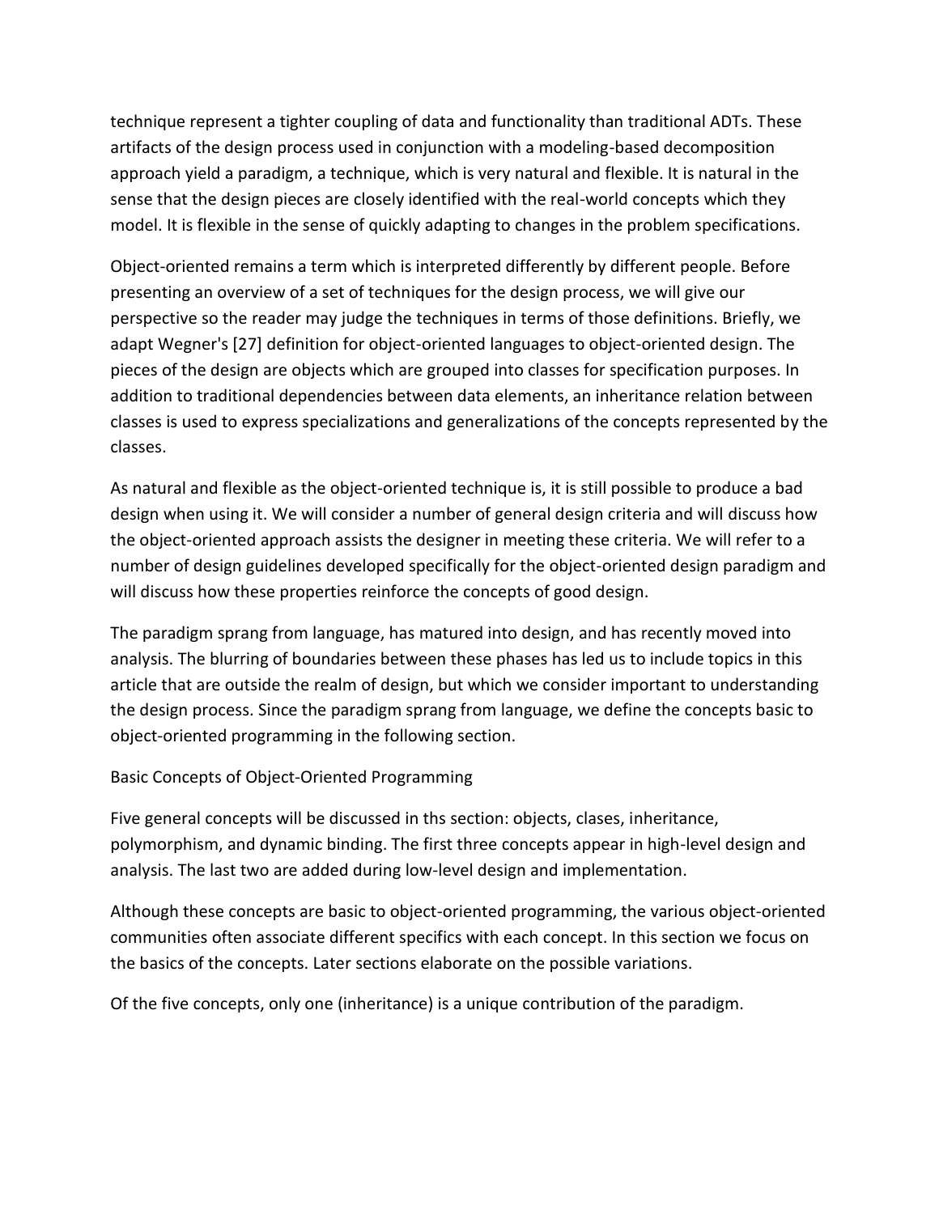technique represent a tighter coupling of data and functionality than traditional ADTs. These artifacts of the design process used in conjunction with a modeling-based decomposition approach yield a paradigm, a technique, which is very natural and flexible. It is natural in the sense that the design pieces are closely identified with the real-world concepts which they model. It is flexible in the sense of quickly adapting to changes in the problem specifications.

Object-oriented remains a term which is interpreted differently by different people. Before presenting an overview of a set of techniques for the design process, we will give our perspective so the reader may judge the techniques in terms of those definitions. Briefly, we adapt Wegner's [27] definition for object-oriented languages to object-oriented design. The pieces of the design are objects which are grouped into classes for specification purposes. In addition to traditional dependencies between data elements, an inheritance relation between classes is used to express specializations and generalizations of the concepts represented by the classes.

As natural and flexible as the object-oriented technique is, it is still possible to produce a bad design when using it. We will consider a number of general design criteria and will discuss how the object-oriented approach assists the designer in meeting these criteria. We will refer to a number of design guidelines developed specifically for the object-oriented design paradigm and will discuss how these properties reinforce the concepts of good design.

The paradigm sprang from language, has matured into design, and has recently moved into analysis. The blurring of boundaries between these phases has led us to include topics in this article that are outside the realm of design, but which we consider important to understanding the design process. Since the paradigm sprang from language, we define the concepts basic to object-oriented programming in the following section.

## Basic Concepts of Object-Oriented Programming

Five general concepts will be discussed in ths section: objects, clases, inheritance, polymorphism, and dynamic binding. The first three concepts appear in high-level design and analysis. The last two are added during low-level design and implementation.

Although these concepts are basic to object-oriented programming, the various object-oriented communities often associate different specifics with each concept. In this section we focus on the basics of the concepts. Later sections elaborate on the possible variations.

Of the five concepts, only one (inheritance) is a unique contribution of the paradigm.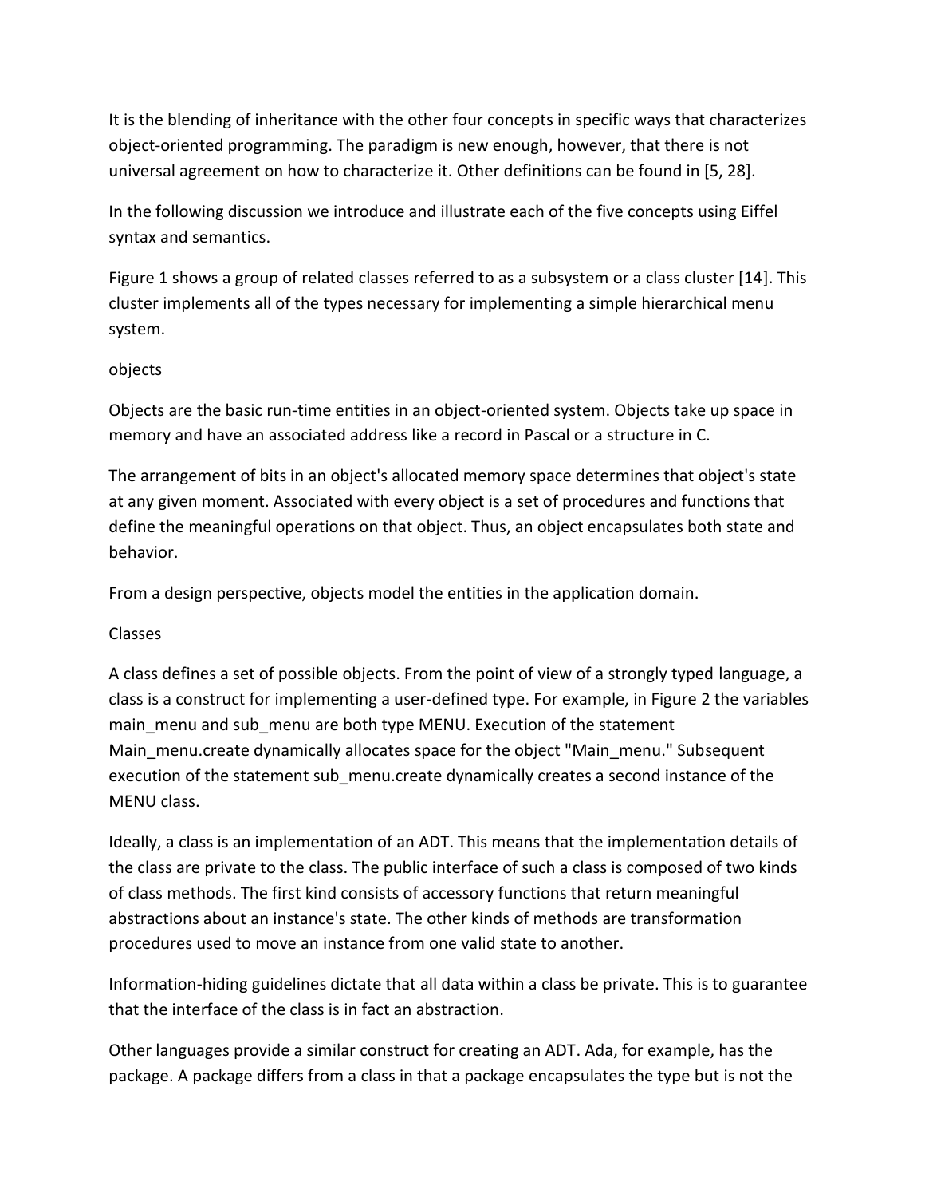It is the blending of inheritance with the other four concepts in specific ways that characterizes object-oriented programming. The paradigm is new enough, however, that there is not universal agreement on how to characterize it. Other definitions can be found in [5, 28].

In the following discussion we introduce and illustrate each of the five concepts using Eiffel syntax and semantics.

Figure 1 shows a group of related classes referred to as a subsystem or a class cluster [14]. This cluster implements all of the types necessary for implementing a simple hierarchical menu system.

## objects

Objects are the basic run-time entities in an object-oriented system. Objects take up space in memory and have an associated address like a record in Pascal or a structure in C.

The arrangement of bits in an object's allocated memory space determines that object's state at any given moment. Associated with every object is a set of procedures and functions that define the meaningful operations on that object. Thus, an object encapsulates both state and behavior.

From a design perspective, objects model the entities in the application domain.

## Classes

A class defines a set of possible objects. From the point of view of a strongly typed language, a class is a construct for implementing a user-defined type. For example, in Figure 2 the variables main_menu and sub_menu are both type MENU. Execution of the statement Main_menu.create dynamically allocates space for the object "Main_menu." Subsequent execution of the statement sub_menu.create dynamically creates a second instance of the MENU class.

Ideally, a class is an implementation of an ADT. This means that the implementation details of the class are private to the class. The public interface of such a class is composed of two kinds of class methods. The first kind consists of accessory functions that return meaningful abstractions about an instance's state. The other kinds of methods are transformation procedures used to move an instance from one valid state to another.

Information-hiding guidelines dictate that all data within a class be private. This is to guarantee that the interface of the class is in fact an abstraction.

Other languages provide a similar construct for creating an ADT. Ada, for example, has the package. A package differs from a class in that a package encapsulates the type but is not the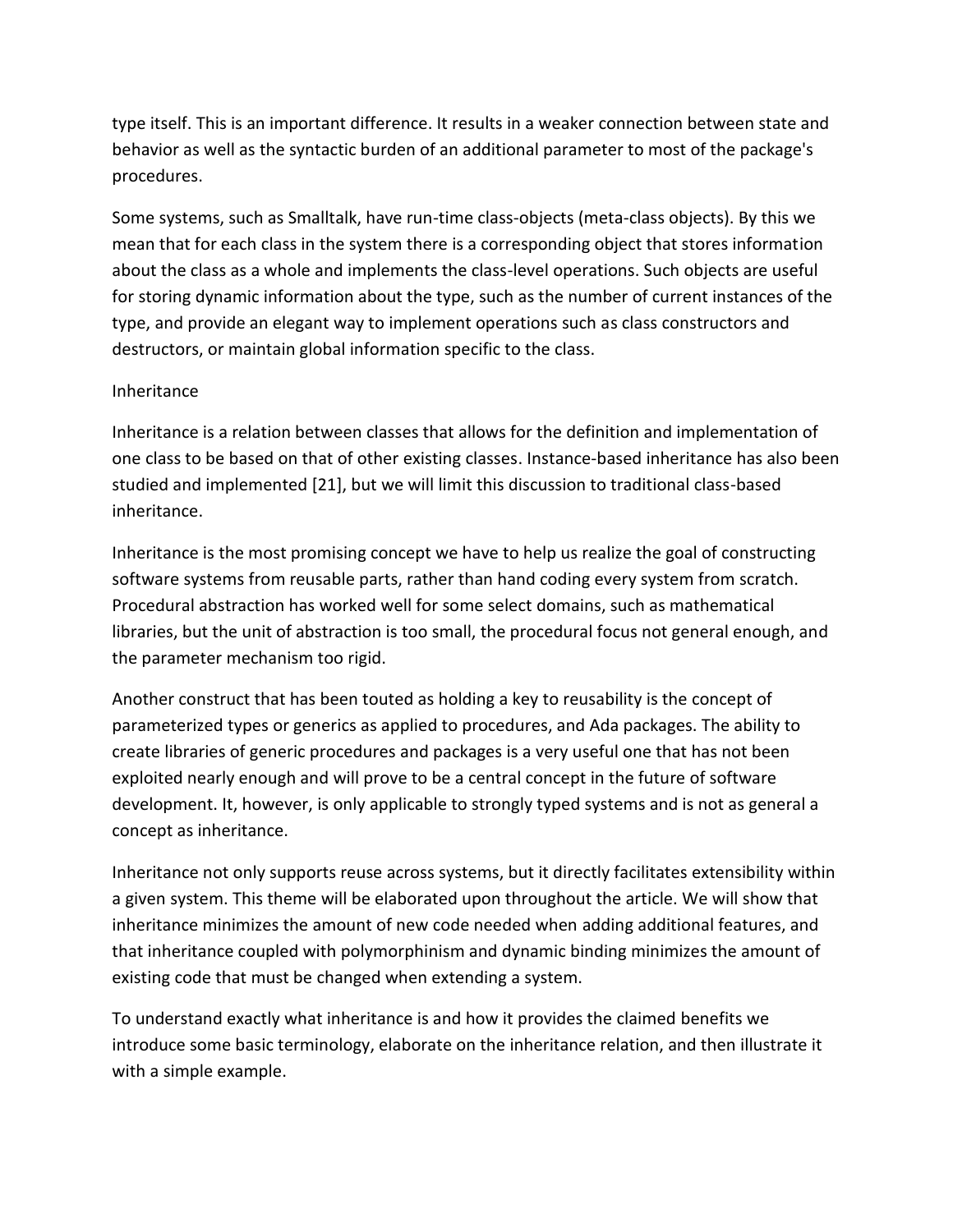type itself. This is an important difference. It results in a weaker connection between state and behavior as well as the syntactic burden of an additional parameter to most of the package's procedures.

Some systems, such as Smalltalk, have run-time class-objects (meta-class objects). By this we mean that for each class in the system there is a corresponding object that stores information about the class as a whole and implements the class-level operations. Such objects are useful for storing dynamic information about the type, such as the number of current instances of the type, and provide an elegant way to implement operations such as class constructors and destructors, or maintain global information specific to the class.

## Inheritance

Inheritance is a relation between classes that allows for the definition and implementation of one class to be based on that of other existing classes. Instance-based inheritance has also been studied and implemented [21], but we will limit this discussion to traditional class-based inheritance.

Inheritance is the most promising concept we have to help us realize the goal of constructing software systems from reusable parts, rather than hand coding every system from scratch. Procedural abstraction has worked well for some select domains, such as mathematical libraries, but the unit of abstraction is too small, the procedural focus not general enough, and the parameter mechanism too rigid.

Another construct that has been touted as holding a key to reusability is the concept of parameterized types or generics as applied to procedures, and Ada packages. The ability to create libraries of generic procedures and packages is a very useful one that has not been exploited nearly enough and will prove to be a central concept in the future of software development. It, however, is only applicable to strongly typed systems and is not as general a concept as inheritance.

Inheritance not only supports reuse across systems, but it directly facilitates extensibility within a given system. This theme will be elaborated upon throughout the article. We will show that inheritance minimizes the amount of new code needed when adding additional features, and that inheritance coupled with polymorphinism and dynamic binding minimizes the amount of existing code that must be changed when extending a system.

To understand exactly what inheritance is and how it provides the claimed benefits we introduce some basic terminology, elaborate on the inheritance relation, and then illustrate it with a simple example.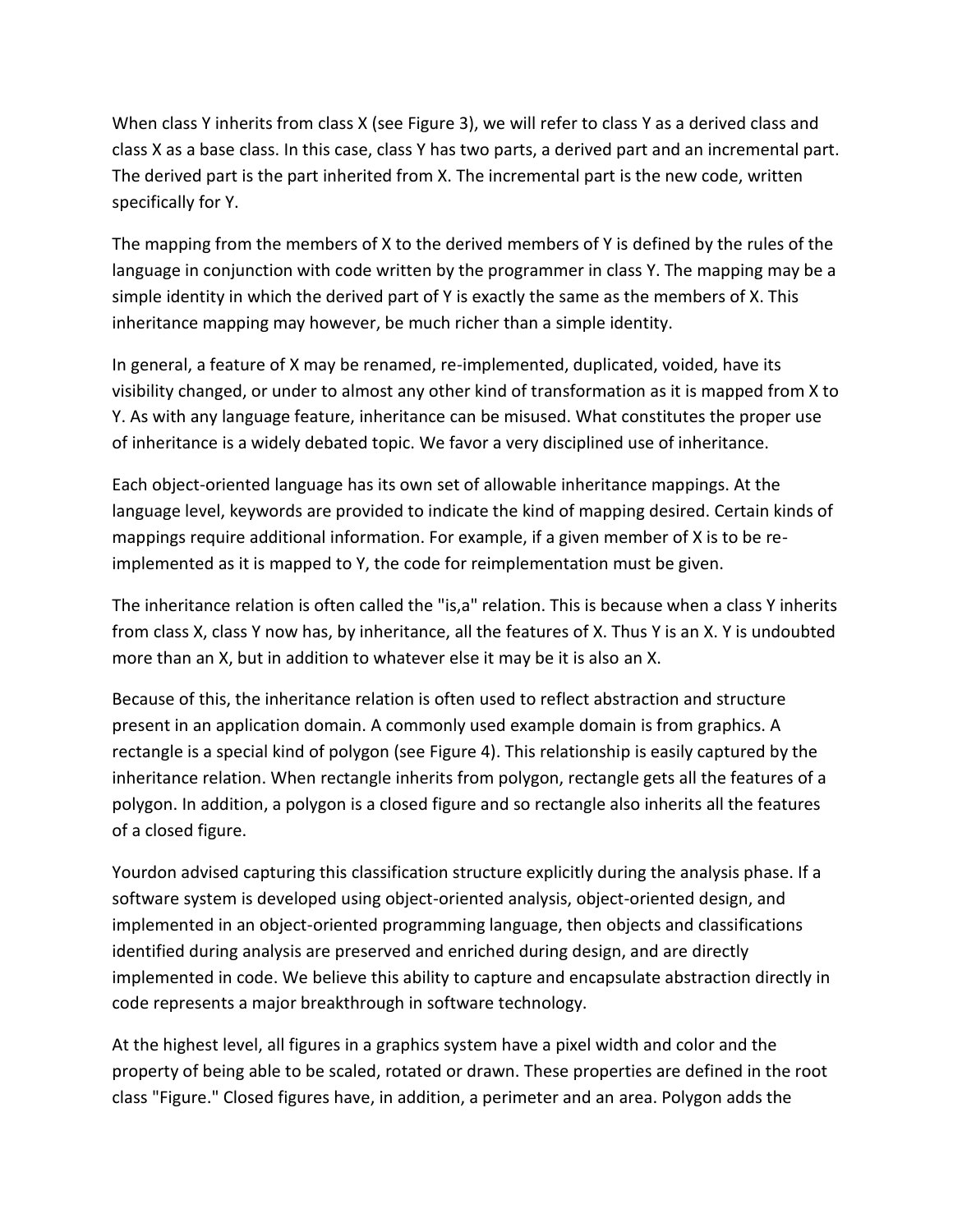When class Y inherits from class X (see Figure 3), we will refer to class Y as a derived class and class X as a base class. In this case, class Y has two parts, a derived part and an incremental part. The derived part is the part inherited from X. The incremental part is the new code, written specifically for Y.

The mapping from the members of X to the derived members of Y is defined by the rules of the language in conjunction with code written by the programmer in class Y. The mapping may be a simple identity in which the derived part of Y is exactly the same as the members of X. This inheritance mapping may however, be much richer than a simple identity.

In general, a feature of X may be renamed, re-implemented, duplicated, voided, have its visibility changed, or under to almost any other kind of transformation as it is mapped from X to Y. As with any language feature, inheritance can be misused. What constitutes the proper use of inheritance is a widely debated topic. We favor a very disciplined use of inheritance.

Each object-oriented language has its own set of allowable inheritance mappings. At the language level, keywords are provided to indicate the kind of mapping desired. Certain kinds of mappings require additional information. For example, if a given member of X is to be re-implemented as it is mapped to Y, the code for reimplementation must be given.

The inheritance relation is often called the "is,a" relation. This is because when a class Y inherits from class X, class Y now has, by inheritance, all the features of X. Thus Y is an X. Y is undoubted more than an X, but in addition to whatever else it may be it is also an X.

Because of this, the inheritance relation is often used to reflect abstraction and structure present in an application domain. A commonly used example domain is from graphics. A rectangle is a special kind of polygon (see Figure 4). This relationship is easily captured by the inheritance relation. When rectangle inherits from polygon, rectangle gets all the features of a polygon. In addition, a polygon is a closed figure and so rectangle also inherits all the features of a closed figure.

Yourdon advised capturing this classification structure explicitly during the analysis phase. If a software system is developed using object-oriented analysis, object-oriented design, and implemented in an object-oriented programming language, then objects and classifications identified during analysis are preserved and enriched during design, and are directly implemented in code. We believe this ability to capture and encapsulate abstraction directly in code represents a major breakthrough in software technology.

At the highest level, all figures in a graphics system have a pixel width and color and the property of being able to be scaled, rotated or drawn. These properties are defined in the root class "Figure." Closed figures have, in addition, a perimeter and an area. Polygon adds the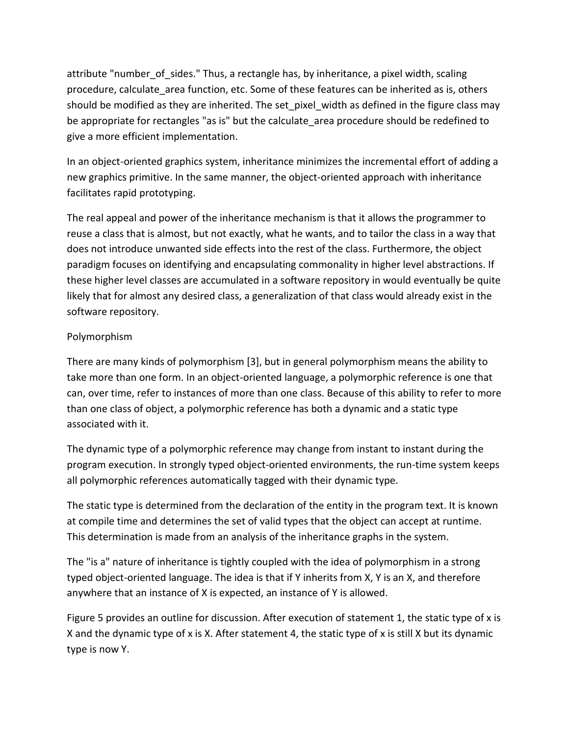attribute "number_of_sides." Thus, a rectangle has, by inheritance, a pixel width, scaling procedure, calculate_area function, etc. Some of these features can be inherited as is, others should be modified as they are inherited. The set_pixel_width as defined in the figure class may be appropriate for rectangles "as is" but the calculate_area procedure should be redefined to give a more efficient implementation.

In an object-oriented graphics system, inheritance minimizes the incremental effort of adding a new graphics primitive. In the same manner, the object-oriented approach with inheritance facilitates rapid prototyping.

The real appeal and power of the inheritance mechanism is that it allows the programmer to reuse a class that is almost, but not exactly, what he wants, and to tailor the class in a way that does not introduce unwanted side effects into the rest of the class. Furthermore, the object paradigm focuses on identifying and encapsulating commonality in higher level abstractions. If these higher level classes are accumulated in a software repository in would eventually be quite likely that for almost any desired class, a generalization of that class would already exist in the software repository.

## Polymorphism

There are many kinds of polymorphism [3], but in general polymorphism means the ability to take more than one form. In an object-oriented language, a polymorphic reference is one that can, over time, refer to instances of more than one class. Because of this ability to refer to more than one class of object, a polymorphic reference has both a dynamic and a static type associated with it.

The dynamic type of a polymorphic reference may change from instant to instant during the program execution. In strongly typed object-oriented environments, the run-time system keeps all polymorphic references automatically tagged with their dynamic type.

The static type is determined from the declaration of the entity in the program text. It is known at compile time and determines the set of valid types that the object can accept at runtime. This determination is made from an analysis of the inheritance graphs in the system.

The "is a" nature of inheritance is tightly coupled with the idea of polymorphism in a strong typed object-oriented language. The idea is that if Y inherits from X, Y is an X, and therefore anywhere that an instance of X is expected, an instance of Y is allowed.

Figure 5 provides an outline for discussion. After execution of statement 1, the static type of x is X and the dynamic type of x is X. After statement 4, the static type of x is still X but its dynamic type is now Y.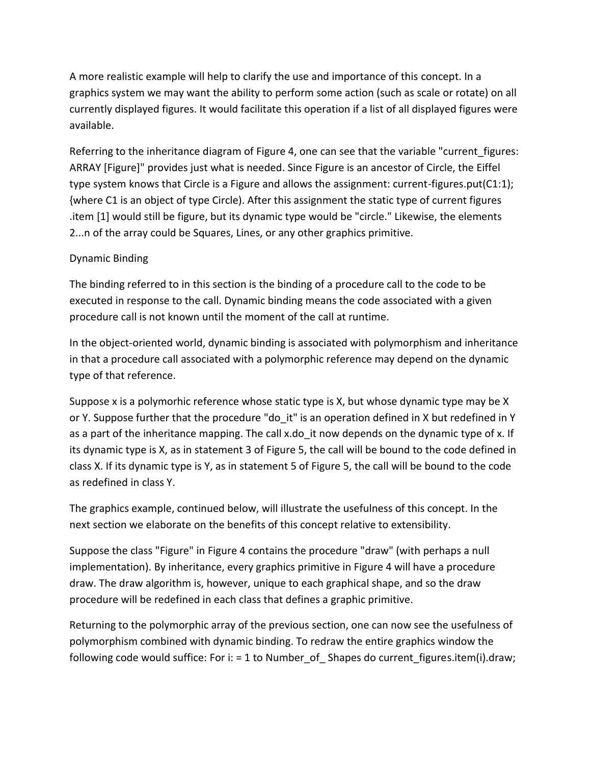A more realistic example will help to clarify the use and importance of this concept. In a graphics system we may want the ability to perform some action (such as scale or rotate) on all currently displayed figures. It would facilitate this operation if a list of all displayed figures were available.

Referring to the inheritance diagram of Figure 4, one can see that the variable "current_figures: ARRAY [Figure]" provides just what is needed. Since Figure is an ancestor of Circle, the Eiffel type system knows that Circle is a Figure and allows the assignment: current-figures.put(C1:1); {where C1 is an object of type Circle). After this assignment the static type of current figures .item [1] would still be figure, but its dynamic type would be "circle." Likewise, the elements 2...n of the array could be Squares, Lines, or any other graphics primitive.

## Dynamic Binding

The binding referred to in this section is the binding of a procedure call to the code to be executed in response to the call. Dynamic binding means the code associated with a given procedure call is not known until the moment of the call at runtime.

In the object-oriented world, dynamic binding is associated with polymorphism and inheritance in that a procedure call associated with a polymorphic reference may depend on the dynamic type of that reference.

Suppose x is a polymorhic reference whose static type is X, but whose dynamic type may be X or Y. Suppose further that the procedure "do_it" is an operation defined in X but redefined in Y as a part of the inheritance mapping. The call x.do_it now depends on the dynamic type of x. If its dynamic type is X, as in statement 3 of Figure 5, the call will be bound to the code defined in class X. If its dynamic type is Y, as in statement 5 of Figure 5, the call will be bound to the code as redefined in class Y.

The graphics example, continued below, will illustrate the usefulness of this concept. In the next section we elaborate on the benefits of this concept relative to extensibility.

Suppose the class "Figure" in Figure 4 contains the procedure "draw" (with perhaps a null implementation). By inheritance, every graphics primitive in Figure 4 will have a procedure draw. The draw algorithm is, however, unique to each graphical shape, and so the draw procedure will be redefined in each class that defines a graphic primitive.

Returning to the polymorphic array of the previous section, one can now see the usefulness of polymorphism combined with dynamic binding. To redraw the entire graphics window the following code would suffice: For i: = 1 to Number_of_ Shapes do current_figures.item(i).draw;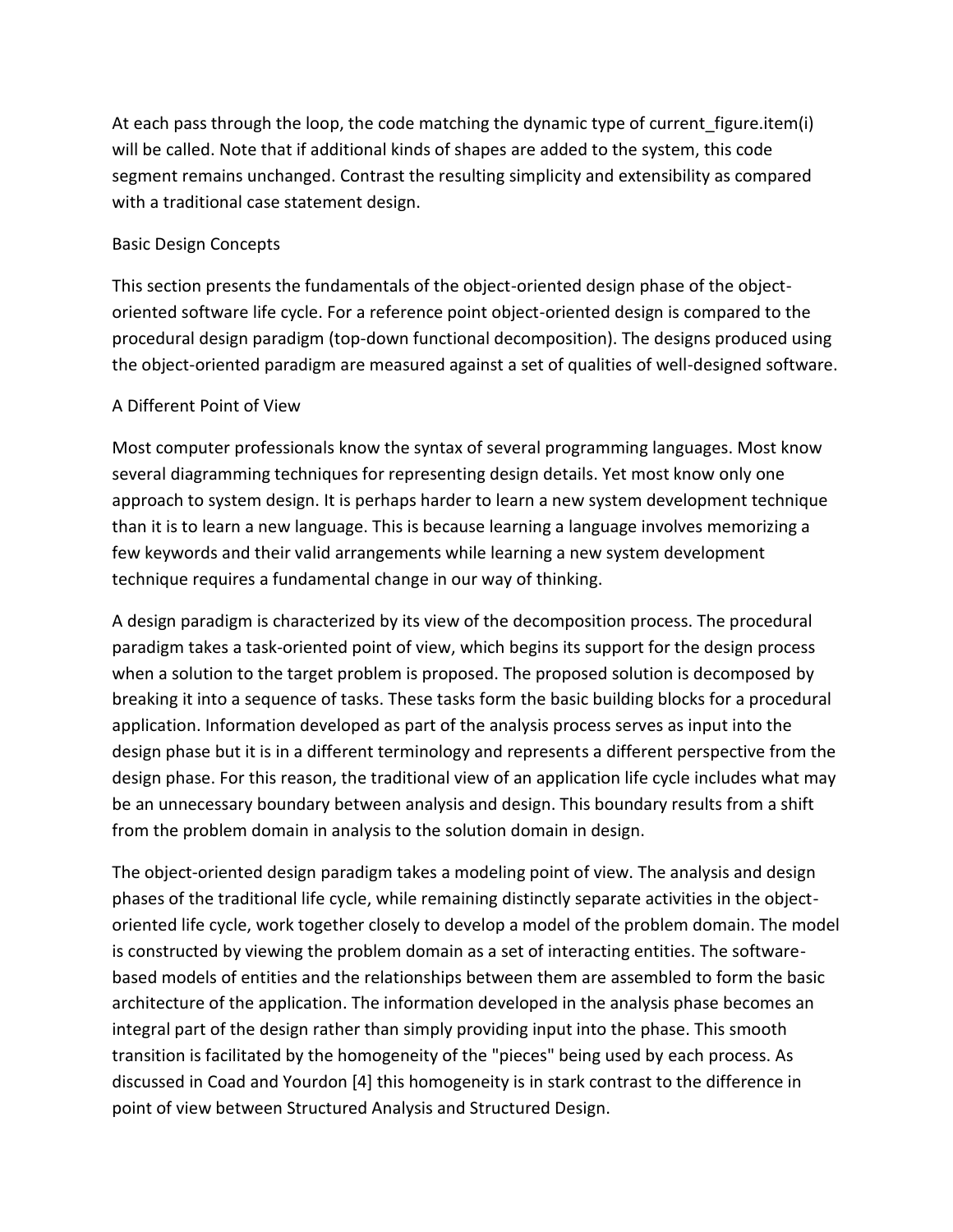At each pass through the loop, the code matching the dynamic type of current_figure.item(i) will be called. Note that if additional kinds of shapes are added to the system, this code segment remains unchanged. Contrast the resulting simplicity and extensibility as compared with a traditional case statement design.

## Basic Design Concepts

This section presents the fundamentals of the object-oriented design phase of the object-oriented software life cycle. For a reference point object-oriented design is compared to the procedural design paradigm (top-down functional decomposition). The designs produced using the object-oriented paradigm are measured against a set of qualities of well-designed software.

### A Different Point of View

Most computer professionals know the syntax of several programming languages. Most know several diagramming techniques for representing design details. Yet most know only one approach to system design. It is perhaps harder to learn a new system development technique than it is to learn a new language. This is because learning a language involves memorizing a few keywords and their valid arrangements while learning a new system development technique requires a fundamental change in our way of thinking.

A design paradigm is characterized by its view of the decomposition process. The procedural paradigm takes a task-oriented point of view, which begins its support for the design process when a solution to the target problem is proposed. The proposed solution is decomposed by breaking it into a sequence of tasks. These tasks form the basic building blocks for a procedural application. Information developed as part of the analysis process serves as input into the design phase but it is in a different terminology and represents a different perspective from the design phase. For this reason, the traditional view of an application life cycle includes what may be an unnecessary boundary between analysis and design. This boundary results from a shift from the problem domain in analysis to the solution domain in design.

The object-oriented design paradigm takes a modeling point of view. The analysis and design phases of the traditional life cycle, while remaining distinctly separate activities in the object-oriented life cycle, work together closely to develop a model of the problem domain. The model is constructed by viewing the problem domain as a set of interacting entities. The software-based models of entities and the relationships between them are assembled to form the basic architecture of the application. The information developed in the analysis phase becomes an integral part of the design rather than simply providing input into the phase. This smooth transition is facilitated by the homogeneity of the "pieces" being used by each process. As discussed in Coad and Yourdon [4] this homogeneity is in stark contrast to the difference in point of view between Structured Analysis and Structured Design.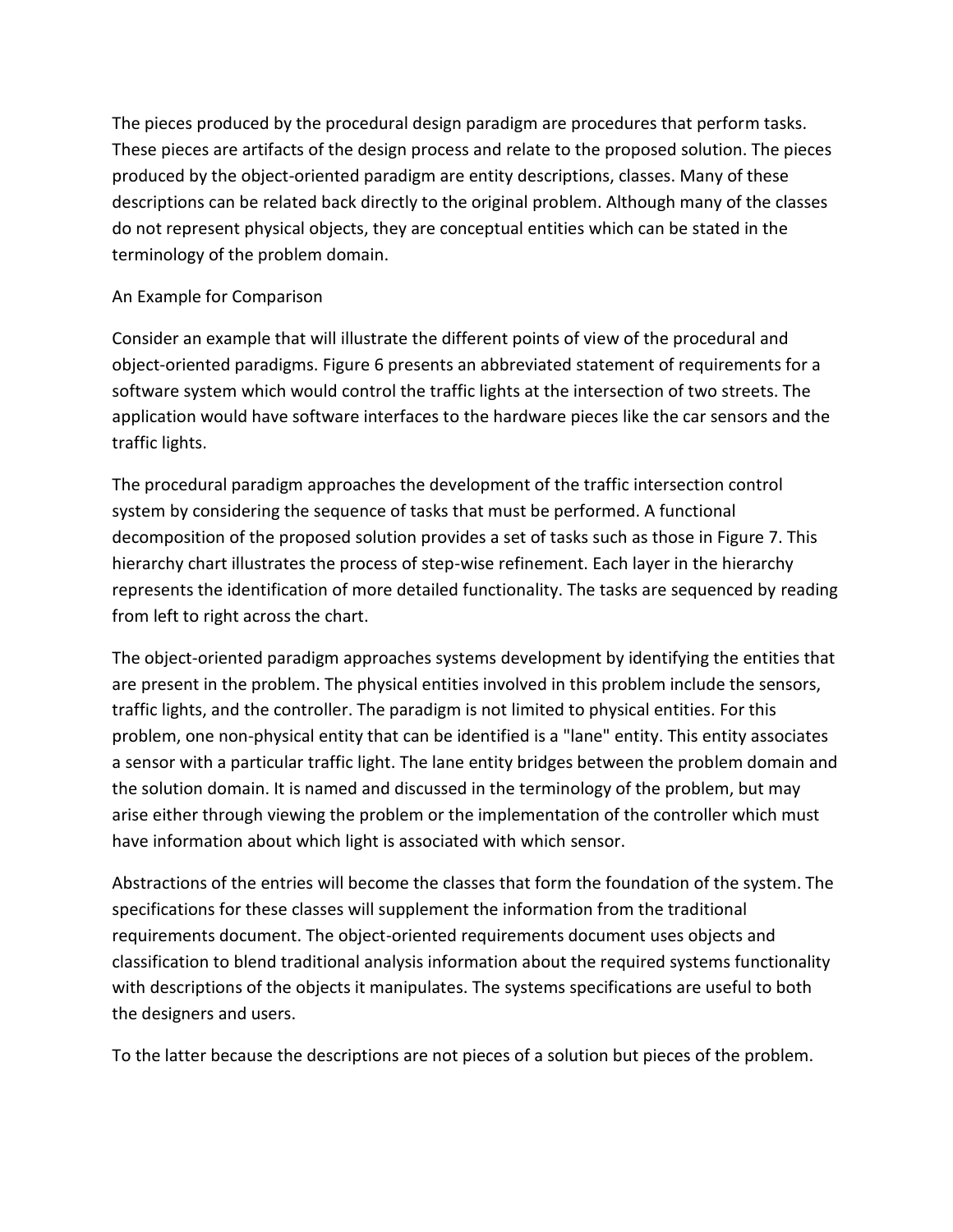The pieces produced by the procedural design paradigm are procedures that perform tasks. These pieces are artifacts of the design process and relate to the proposed solution. The pieces produced by the object-oriented paradigm are entity descriptions, classes. Many of these descriptions can be related back directly to the original problem. Although many of the classes do not represent physical objects, they are conceptual entities which can be stated in the terminology of the problem domain.

## An Example for Comparison

Consider an example that will illustrate the different points of view of the procedural and object-oriented paradigms. Figure 6 presents an abbreviated statement of requirements for a software system which would control the traffic lights at the intersection of two streets. The application would have software interfaces to the hardware pieces like the car sensors and the traffic lights.

The procedural paradigm approaches the development of the traffic intersection control system by considering the sequence of tasks that must be performed. A functional decomposition of the proposed solution provides a set of tasks such as those in Figure 7. This hierarchy chart illustrates the process of step-wise refinement. Each layer in the hierarchy represents the identification of more detailed functionality. The tasks are sequenced by reading from left to right across the chart.

The object-oriented paradigm approaches systems development by identifying the entities that are present in the problem. The physical entities involved in this problem include the sensors, traffic lights, and the controller. The paradigm is not limited to physical entities. For this problem, one non-physical entity that can be identified is a "lane" entity. This entity associates a sensor with a particular traffic light. The lane entity bridges between the problem domain and the solution domain. It is named and discussed in the terminology of the problem, but may arise either through viewing the problem or the implementation of the controller which must have information about which light is associated with which sensor.

Abstractions of the entries will become the classes that form the foundation of the system. The specifications for these classes will supplement the information from the traditional requirements document. The object-oriented requirements document uses objects and classification to blend traditional analysis information about the required systems functionality with descriptions of the objects it manipulates. The systems specifications are useful to both the designers and users.

To the latter because the descriptions are not pieces of a solution but pieces of the problem.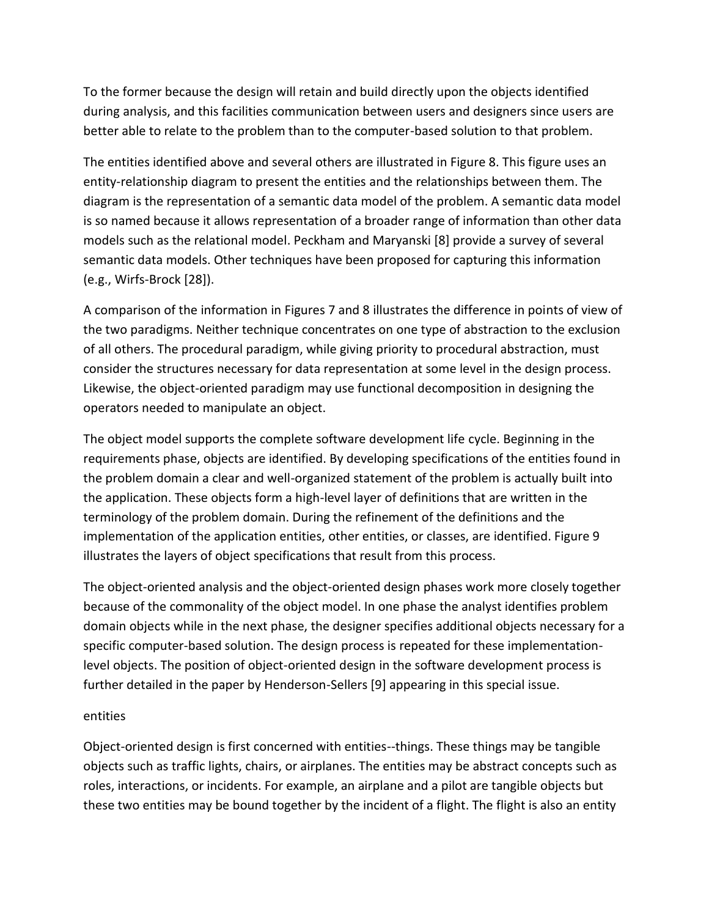To the former because the design will retain and build directly upon the objects identified during analysis, and this facilities communication between users and designers since users are better able to relate to the problem than to the computer-based solution to that problem.

The entities identified above and several others are illustrated in Figure 8. This figure uses an entity-relationship diagram to present the entities and the relationships between them. The diagram is the representation of a semantic data model of the problem. A semantic data model is so named because it allows representation of a broader range of information than other data models such as the relational model. Peckham and Maryanski [8] provide a survey of several semantic data models. Other techniques have been proposed for capturing this information (e.g., Wirfs-Brock [28]).

A comparison of the information in Figures 7 and 8 illustrates the difference in points of view of the two paradigms. Neither technique concentrates on one type of abstraction to the exclusion of all others. The procedural paradigm, while giving priority to procedural abstraction, must consider the structures necessary for data representation at some level in the design process. Likewise, the object-oriented paradigm may use functional decomposition in designing the operators needed to manipulate an object.

The object model supports the complete software development life cycle. Beginning in the requirements phase, objects are identified. By developing specifications of the entities found in the problem domain a clear and well-organized statement of the problem is actually built into the application. These objects form a high-level layer of definitions that are written in the terminology of the problem domain. During the refinement of the definitions and the implementation of the application entities, other entities, or classes, are identified. Figure 9 illustrates the layers of object specifications that result from this process.

The object-oriented analysis and the object-oriented design phases work more closely together because of the commonality of the object model. In one phase the analyst identifies problem domain objects while in the next phase, the designer specifies additional objects necessary for a specific computer-based solution. The design process is repeated for these implementation-level objects. The position of object-oriented design in the software development process is further detailed in the paper by Henderson-Sellers [9] appearing in this special issue.

## entities

Object-oriented design is first concerned with entities--things. These things may be tangible objects such as traffic lights, chairs, or airplanes. The entities may be abstract concepts such as roles, interactions, or incidents. For example, an airplane and a pilot are tangible objects but these two entities may be bound together by the incident of a flight. The flight is also an entity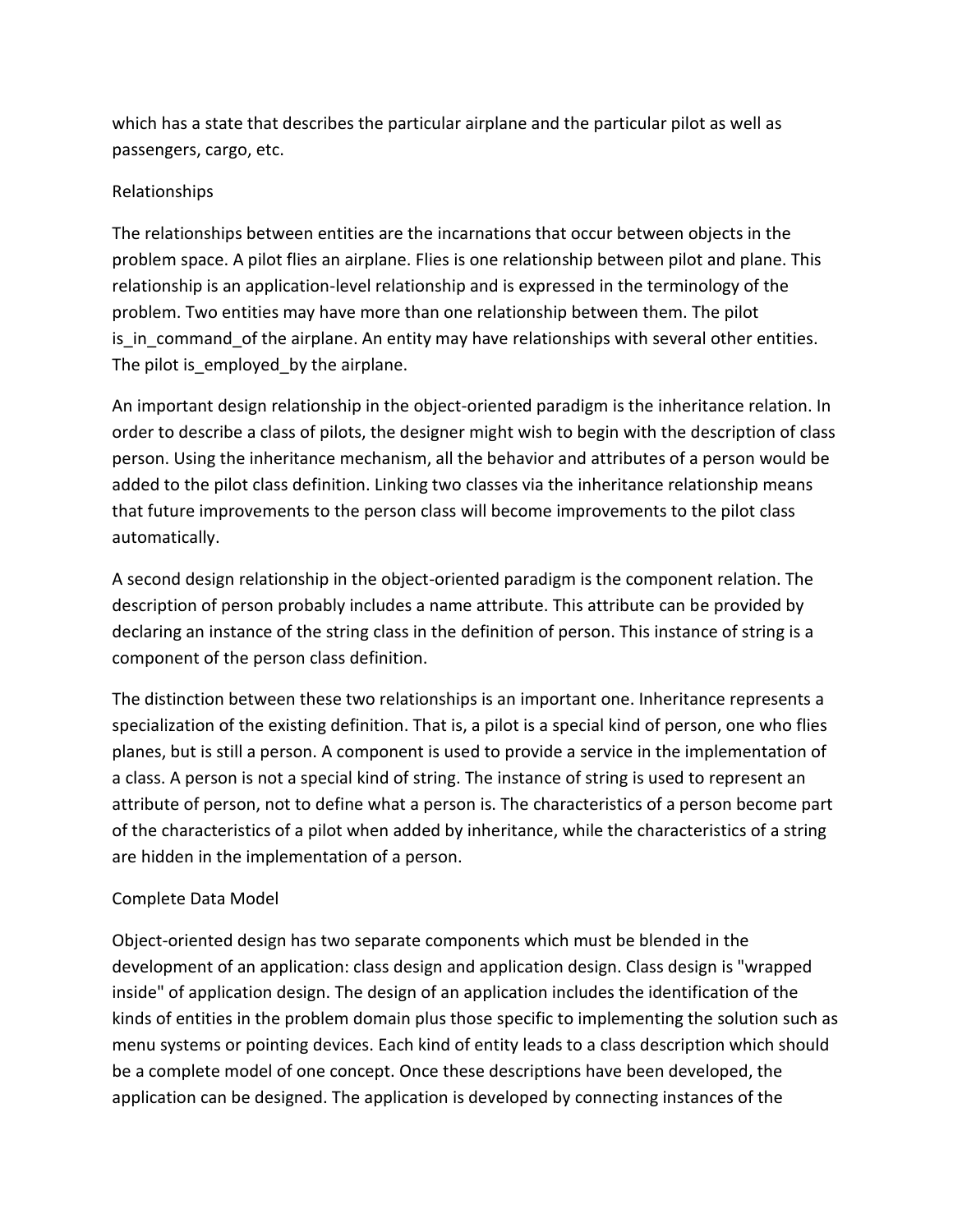which has a state that describes the particular airplane and the particular pilot as well as passengers, cargo, etc.

## Relationships

The relationships between entities are the incarnations that occur between objects in the problem space. A pilot flies an airplane. Flies is one relationship between pilot and plane. This relationship is an application-level relationship and is expressed in the terminology of the problem. Two entities may have more than one relationship between them. The pilot is_in_command_of the airplane. An entity may have relationships with several other entities. The pilot is_employed_by the airplane.

An important design relationship in the object-oriented paradigm is the inheritance relation. In order to describe a class of pilots, the designer might wish to begin with the description of class person. Using the inheritance mechanism, all the behavior and attributes of a person would be added to the pilot class definition. Linking two classes via the inheritance relationship means that future improvements to the person class will become improvements to the pilot class automatically.

A second design relationship in the object-oriented paradigm is the component relation. The description of person probably includes a name attribute. This attribute can be provided by declaring an instance of the string class in the definition of person. This instance of string is a component of the person class definition.

The distinction between these two relationships is an important one. Inheritance represents a specialization of the existing definition. That is, a pilot is a special kind of person, one who flies planes, but is still a person. A component is used to provide a service in the implementation of a class. A person is not a special kind of string. The instance of string is used to represent an attribute of person, not to define what a person is. The characteristics of a person become part of the characteristics of a pilot when added by inheritance, while the characteristics of a string are hidden in the implementation of a person.

## Complete Data Model

Object-oriented design has two separate components which must be blended in the development of an application: class design and application design. Class design is "wrapped inside" of application design. The design of an application includes the identification of the kinds of entities in the problem domain plus those specific to implementing the solution such as menu systems or pointing devices. Each kind of entity leads to a class description which should be a complete model of one concept. Once these descriptions have been developed, the application can be designed. The application is developed by connecting instances of the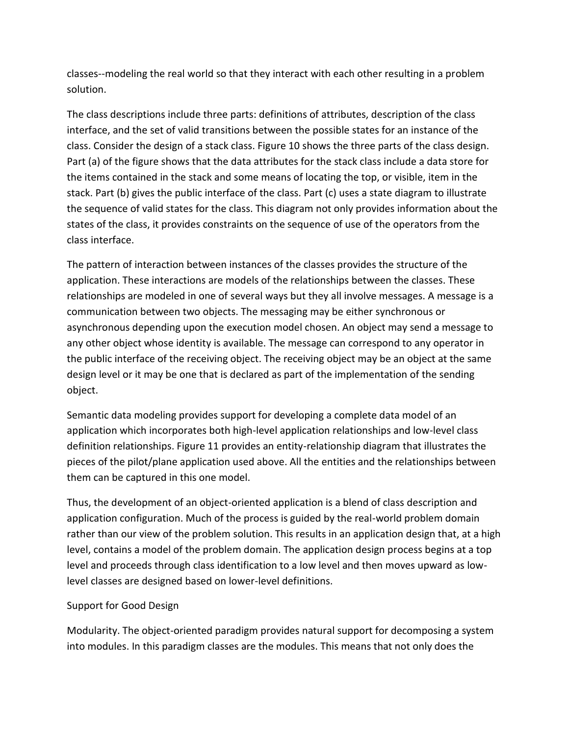classes--modeling the real world so that they interact with each other resulting in a problem solution.

The class descriptions include three parts: definitions of attributes, description of the class interface, and the set of valid transitions between the possible states for an instance of the class. Consider the design of a stack class. Figure 10 shows the three parts of the class design. Part (a) of the figure shows that the data attributes for the stack class include a data store for the items contained in the stack and some means of locating the top, or visible, item in the stack. Part (b) gives the public interface of the class. Part (c) uses a state diagram to illustrate the sequence of valid states for the class. This diagram not only provides information about the states of the class, it provides constraints on the sequence of use of the operators from the class interface.

The pattern of interaction between instances of the classes provides the structure of the application. These interactions are models of the relationships between the classes. These relationships are modeled in one of several ways but they all involve messages. A message is a communication between two objects. The messaging may be either synchronous or asynchronous depending upon the execution model chosen. An object may send a message to any other object whose identity is available. The message can correspond to any operator in the public interface of the receiving object. The receiving object may be an object at the same design level or it may be one that is declared as part of the implementation of the sending object.

Semantic data modeling provides support for developing a complete data model of an application which incorporates both high-level application relationships and low-level class definition relationships. Figure 11 provides an entity-relationship diagram that illustrates the pieces of the pilot/plane application used above. All the entities and the relationships between them can be captured in this one model.

Thus, the development of an object-oriented application is a blend of class description and application configuration. Much of the process is guided by the real-world problem domain rather than our view of the problem solution. This results in an application design that, at a high level, contains a model of the problem domain. The application design process begins at a top level and proceeds through class identification to a low level and then moves upward as low-level classes are designed based on lower-level definitions.

## Support for Good Design

Modularity. The object-oriented paradigm provides natural support for decomposing a system into modules. In this paradigm classes are the modules. This means that not only does the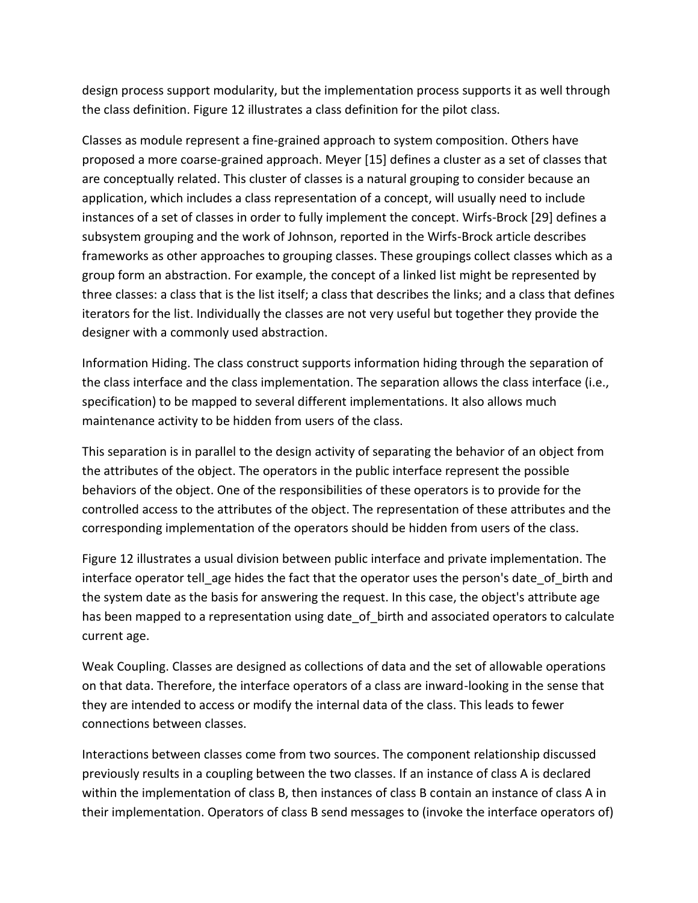design process support modularity, but the implementation process supports it as well through the class definition. Figure 12 illustrates a class definition for the pilot class.

Classes as module represent a fine-grained approach to system composition. Others have proposed a more coarse-grained approach. Meyer [15] defines a cluster as a set of classes that are conceptually related. This cluster of classes is a natural grouping to consider because an application, which includes a class representation of a concept, will usually need to include instances of a set of classes in order to fully implement the concept. Wirfs-Brock [29] defines a subsystem grouping and the work of Johnson, reported in the Wirfs-Brock article describes frameworks as other approaches to grouping classes. These groupings collect classes which as a group form an abstraction. For example, the concept of a linked list might be represented by three classes: a class that is the list itself; a class that describes the links; and a class that defines iterators for the list. Individually the classes are not very useful but together they provide the designer with a commonly used abstraction.

Information Hiding. The class construct supports information hiding through the separation of the class interface and the class implementation. The separation allows the class interface (i.e., specification) to be mapped to several different implementations. It also allows much maintenance activity to be hidden from users of the class.

This separation is in parallel to the design activity of separating the behavior of an object from the attributes of the object. The operators in the public interface represent the possible behaviors of the object. One of the responsibilities of these operators is to provide for the controlled access to the attributes of the object. The representation of these attributes and the corresponding implementation of the operators should be hidden from users of the class.

Figure 12 illustrates a usual division between public interface and private implementation. The interface operator tell_age hides the fact that the operator uses the person's date_of_birth and the system date as the basis for answering the request. In this case, the object's attribute age has been mapped to a representation using date_of_birth and associated operators to calculate current age.

Weak Coupling. Classes are designed as collections of data and the set of allowable operations on that data. Therefore, the interface operators of a class are inward-looking in the sense that they are intended to access or modify the internal data of the class. This leads to fewer connections between classes.

Interactions between classes come from two sources. The component relationship discussed previously results in a coupling between the two classes. If an instance of class A is declared within the implementation of class B, then instances of class B contain an instance of class A in their implementation. Operators of class B send messages to (invoke the interface operators of)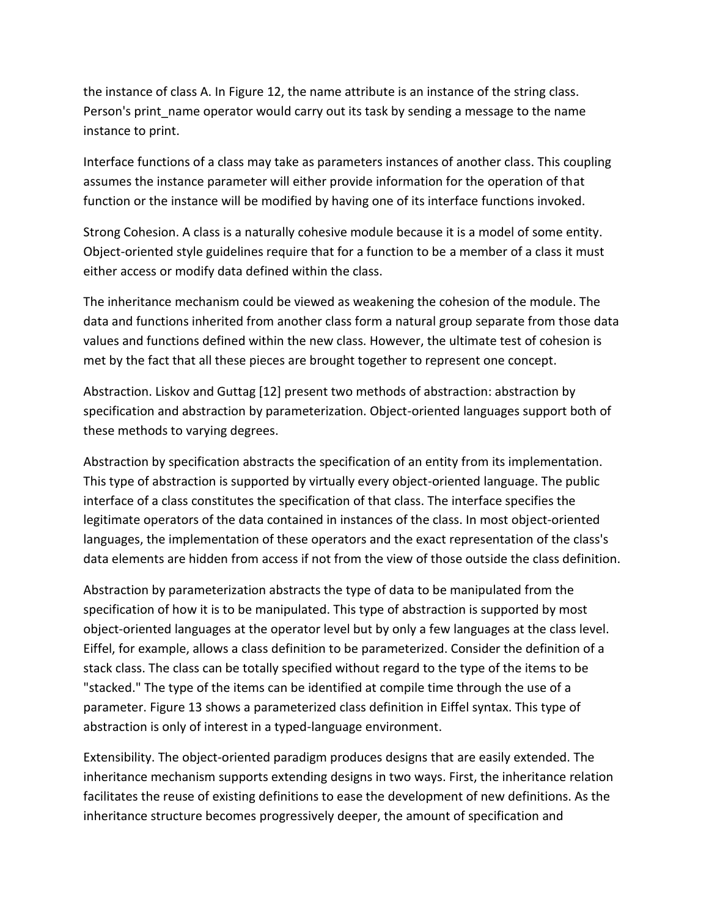the instance of class A. In Figure 12, the name attribute is an instance of the string class. Person's print_name operator would carry out its task by sending a message to the name instance to print.

Interface functions of a class may take as parameters instances of another class. This coupling assumes the instance parameter will either provide information for the operation of that function or the instance will be modified by having one of its interface functions invoked.

Strong Cohesion. A class is a naturally cohesive module because it is a model of some entity. Object-oriented style guidelines require that for a function to be a member of a class it must either access or modify data defined within the class.

The inheritance mechanism could be viewed as weakening the cohesion of the module. The data and functions inherited from another class form a natural group separate from those data values and functions defined within the new class. However, the ultimate test of cohesion is met by the fact that all these pieces are brought together to represent one concept.

Abstraction. Liskov and Guttag [12] present two methods of abstraction: abstraction by specification and abstraction by parameterization. Object-oriented languages support both of these methods to varying degrees.

Abstraction by specification abstracts the specification of an entity from its implementation. This type of abstraction is supported by virtually every object-oriented language. The public interface of a class constitutes the specification of that class. The interface specifies the legitimate operators of the data contained in instances of the class. In most object-oriented languages, the implementation of these operators and the exact representation of the class's data elements are hidden from access if not from the view of those outside the class definition.

Abstraction by parameterization abstracts the type of data to be manipulated from the specification of how it is to be manipulated. This type of abstraction is supported by most object-oriented languages at the operator level but by only a few languages at the class level. Eiffel, for example, allows a class definition to be parameterized. Consider the definition of a stack class. The class can be totally specified without regard to the type of the items to be "stacked." The type of the items can be identified at compile time through the use of a parameter. Figure 13 shows a parameterized class definition in Eiffel syntax. This type of abstraction is only of interest in a typed-language environment.

Extensibility. The object-oriented paradigm produces designs that are easily extended. The inheritance mechanism supports extending designs in two ways. First, the inheritance relation facilitates the reuse of existing definitions to ease the development of new definitions. As the inheritance structure becomes progressively deeper, the amount of specification and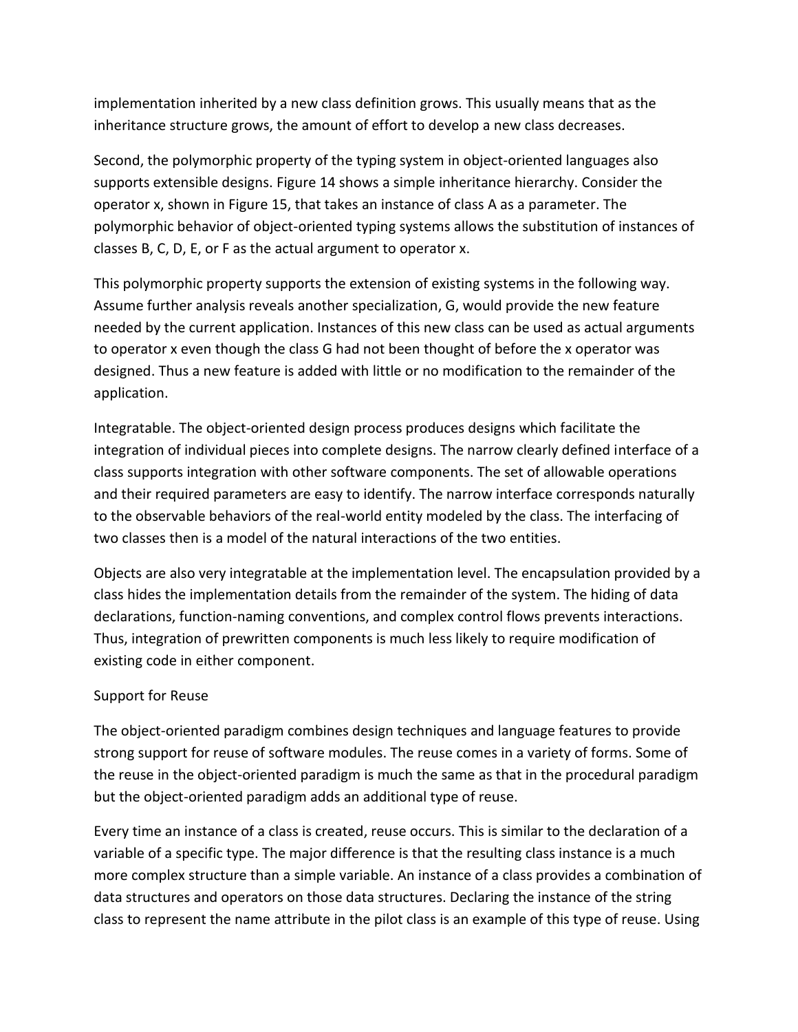implementation inherited by a new class definition grows. This usually means that as the inheritance structure grows, the amount of effort to develop a new class decreases.

Second, the polymorphic property of the typing system in object-oriented languages also supports extensible designs. Figure 14 shows a simple inheritance hierarchy. Consider the operator x, shown in Figure 15, that takes an instance of class A as a parameter. The polymorphic behavior of object-oriented typing systems allows the substitution of instances of classes B, C, D, E, or F as the actual argument to operator x.

This polymorphic property supports the extension of existing systems in the following way. Assume further analysis reveals another specialization, G, would provide the new feature needed by the current application. Instances of this new class can be used as actual arguments to operator x even though the class G had not been thought of before the x operator was designed. Thus a new feature is added with little or no modification to the remainder of the application.

Integratable. The object-oriented design process produces designs which facilitate the integration of individual pieces into complete designs. The narrow clearly defined interface of a class supports integration with other software components. The set of allowable operations and their required parameters are easy to identify. The narrow interface corresponds naturally to the observable behaviors of the real-world entity modeled by the class. The interfacing of two classes then is a model of the natural interactions of the two entities.

Objects are also very integratable at the implementation level. The encapsulation provided by a class hides the implementation details from the remainder of the system. The hiding of data declarations, function-naming conventions, and complex control flows prevents interactions. Thus, integration of prewritten components is much less likely to require modification of existing code in either component.

Support for Reuse

The object-oriented paradigm combines design techniques and language features to provide strong support for reuse of software modules. The reuse comes in a variety of forms. Some of the reuse in the object-oriented paradigm is much the same as that in the procedural paradigm but the object-oriented paradigm adds an additional type of reuse.

Every time an instance of a class is created, reuse occurs. This is similar to the declaration of a variable of a specific type. The major difference is that the resulting class instance is a much more complex structure than a simple variable. An instance of a class provides a combination of data structures and operators on those data structures. Declaring the instance of the string class to represent the name attribute in the pilot class is an example of this type of reuse. Using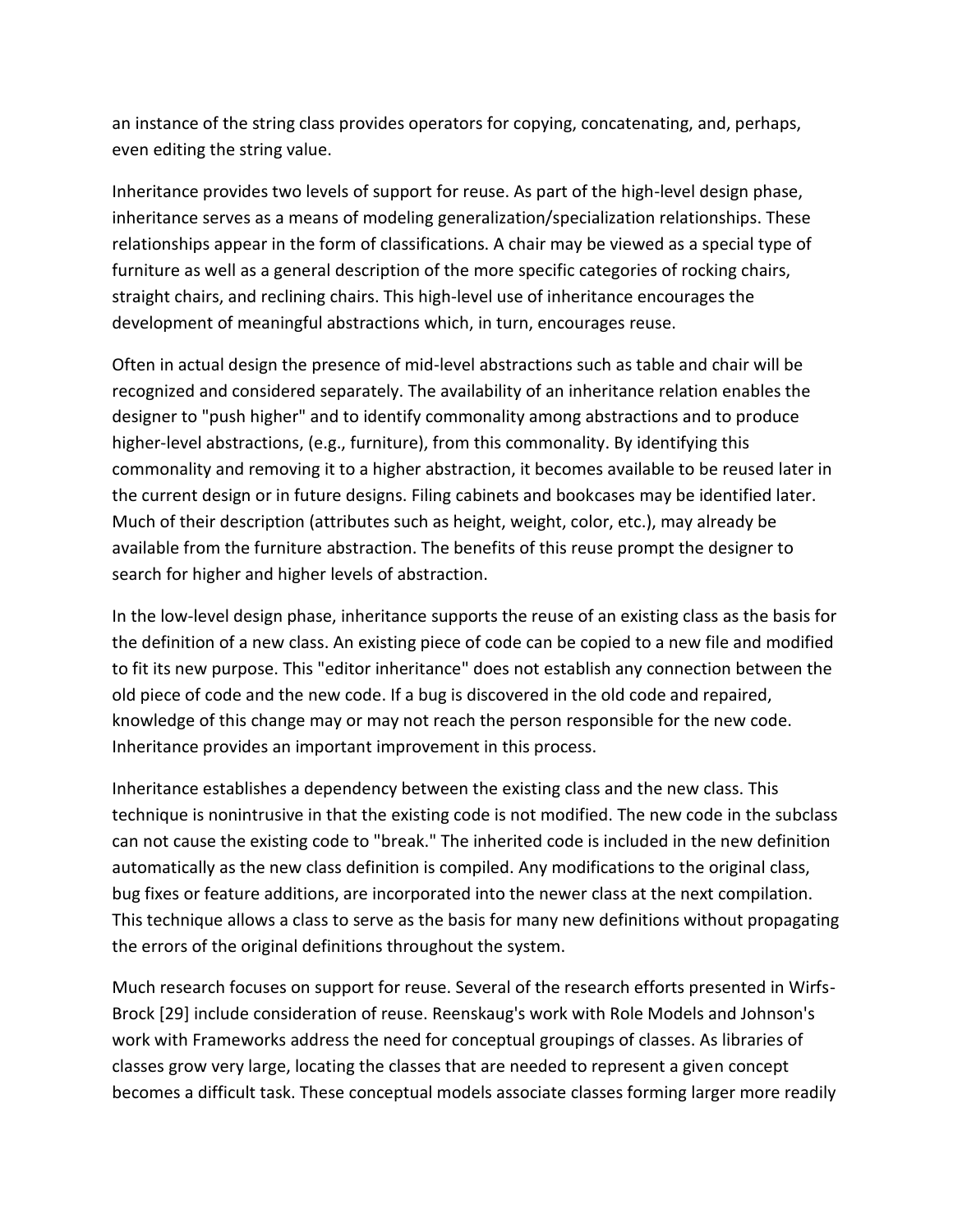an instance of the string class provides operators for copying, concatenating, and, perhaps, even editing the string value.

Inheritance provides two levels of support for reuse. As part of the high-level design phase, inheritance serves as a means of modeling generalization/specialization relationships. These relationships appear in the form of classifications. A chair may be viewed as a special type of furniture as well as a general description of the more specific categories of rocking chairs, straight chairs, and reclining chairs. This high-level use of inheritance encourages the development of meaningful abstractions which, in turn, encourages reuse.

Often in actual design the presence of mid-level abstractions such as table and chair will be recognized and considered separately. The availability of an inheritance relation enables the designer to "push higher" and to identify commonality among abstractions and to produce higher-level abstractions, (e.g., furniture), from this commonality. By identifying this commonality and removing it to a higher abstraction, it becomes available to be reused later in the current design or in future designs. Filing cabinets and bookcases may be identified later. Much of their description (attributes such as height, weight, color, etc.), may already be available from the furniture abstraction. The benefits of this reuse prompt the designer to search for higher and higher levels of abstraction.

In the low-level design phase, inheritance supports the reuse of an existing class as the basis for the definition of a new class. An existing piece of code can be copied to a new file and modified to fit its new purpose. This "editor inheritance" does not establish any connection between the old piece of code and the new code. If a bug is discovered in the old code and repaired, knowledge of this change may or may not reach the person responsible for the new code. Inheritance provides an important improvement in this process.

Inheritance establishes a dependency between the existing class and the new class. This technique is nonintrusive in that the existing code is not modified. The new code in the subclass can not cause the existing code to "break." The inherited code is included in the new definition automatically as the new class definition is compiled. Any modifications to the original class, bug fixes or feature additions, are incorporated into the newer class at the next compilation. This technique allows a class to serve as the basis for many new definitions without propagating the errors of the original definitions throughout the system.

Much research focuses on support for reuse. Several of the research efforts presented in Wirfs-Brock [29] include consideration of reuse. Reenskaug's work with Role Models and Johnson's work with Frameworks address the need for conceptual groupings of classes. As libraries of classes grow very large, locating the classes that are needed to represent a given concept becomes a difficult task. These conceptual models associate classes forming larger more readily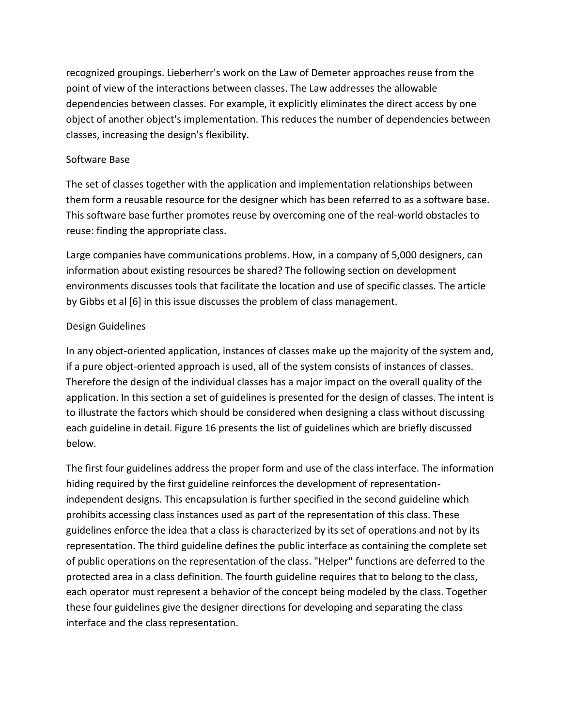recognized groupings. Lieberherr's work on the Law of Demeter approaches reuse from the point of view of the interactions between classes. The Law addresses the allowable dependencies between classes. For example, it explicitly eliminates the direct access by one object of another object's implementation. This reduces the number of dependencies between classes, increasing the design's flexibility.

## Software Base

The set of classes together with the application and implementation relationships between them form a reusable resource for the designer which has been referred to as a software base. This software base further promotes reuse by overcoming one of the real-world obstacles to reuse: finding the appropriate class.

Large companies have communications problems. How, in a company of 5,000 designers, can information about existing resources be shared? The following section on development environments discusses tools that facilitate the location and use of specific classes. The article by Gibbs et al [6] in this issue discusses the problem of class management.

## Design Guidelines

In any object-oriented application, instances of classes make up the majority of the system and, if a pure object-oriented approach is used, all of the system consists of instances of classes. Therefore the design of the individual classes has a major impact on the overall quality of the application. In this section a set of guidelines is presented for the design of classes. The intent is to illustrate the factors which should be considered when designing a class without discussing each guideline in detail. Figure 16 presents the list of guidelines which are briefly discussed below.

The first four guidelines address the proper form and use of the class interface. The information hiding required by the first guideline reinforces the development of representation-independent designs. This encapsulation is further specified in the second guideline which prohibits accessing class instances used as part of the representation of this class. These guidelines enforce the idea that a class is characterized by its set of operations and not by its representation. The third guideline defines the public interface as containing the complete set of public operations on the representation of the class. "Helper" functions are deferred to the protected area in a class definition. The fourth guideline requires that to belong to the class, each operator must represent a behavior of the concept being modeled by the class. Together these four guidelines give the designer directions for developing and separating the class interface and the class representation.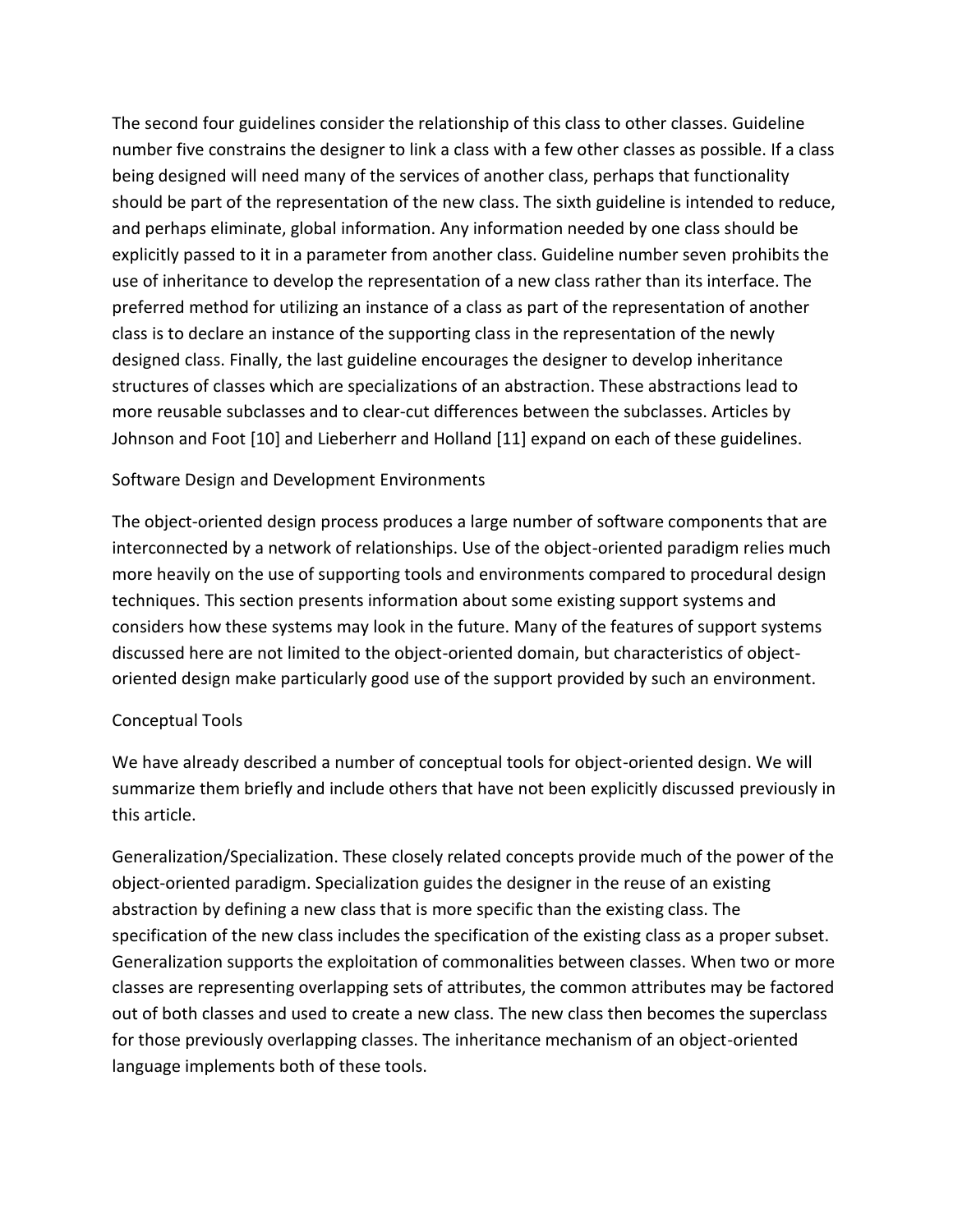The second four guidelines consider the relationship of this class to other classes. Guideline number five constrains the designer to link a class with a few other classes as possible. If a class being designed will need many of the services of another class, perhaps that functionality should be part of the representation of the new class. The sixth guideline is intended to reduce, and perhaps eliminate, global information. Any information needed by one class should be explicitly passed to it in a parameter from another class. Guideline number seven prohibits the use of inheritance to develop the representation of a new class rather than its interface. The preferred method for utilizing an instance of a class as part of the representation of another class is to declare an instance of the supporting class in the representation of the newly designed class. Finally, the last guideline encourages the designer to develop inheritance structures of classes which are specializations of an abstraction. These abstractions lead to more reusable subclasses and to clear-cut differences between the subclasses. Articles by Johnson and Foot [10] and Lieberherr and Holland [11] expand on each of these guidelines.

## Software Design and Development Environments

The object-oriented design process produces a large number of software components that are interconnected by a network of relationships. Use of the object-oriented paradigm relies much more heavily on the use of supporting tools and environments compared to procedural design techniques. This section presents information about some existing support systems and considers how these systems may look in the future. Many of the features of support systems discussed here are not limited to the object-oriented domain, but characteristics of object-oriented design make particularly good use of the support provided by such an environment.

### Conceptual Tools

We have already described a number of conceptual tools for object-oriented design. We will summarize them briefly and include others that have not been explicitly discussed previously in this article.

Generalization/Specialization. These closely related concepts provide much of the power of the object-oriented paradigm. Specialization guides the designer in the reuse of an existing abstraction by defining a new class that is more specific than the existing class. The specification of the new class includes the specification of the existing class as a proper subset. Generalization supports the exploitation of commonalities between classes. When two or more classes are representing overlapping sets of attributes, the common attributes may be factored out of both classes and used to create a new class. The new class then becomes the superclass for those previously overlapping classes. The inheritance mechanism of an object-oriented language implements both of these tools.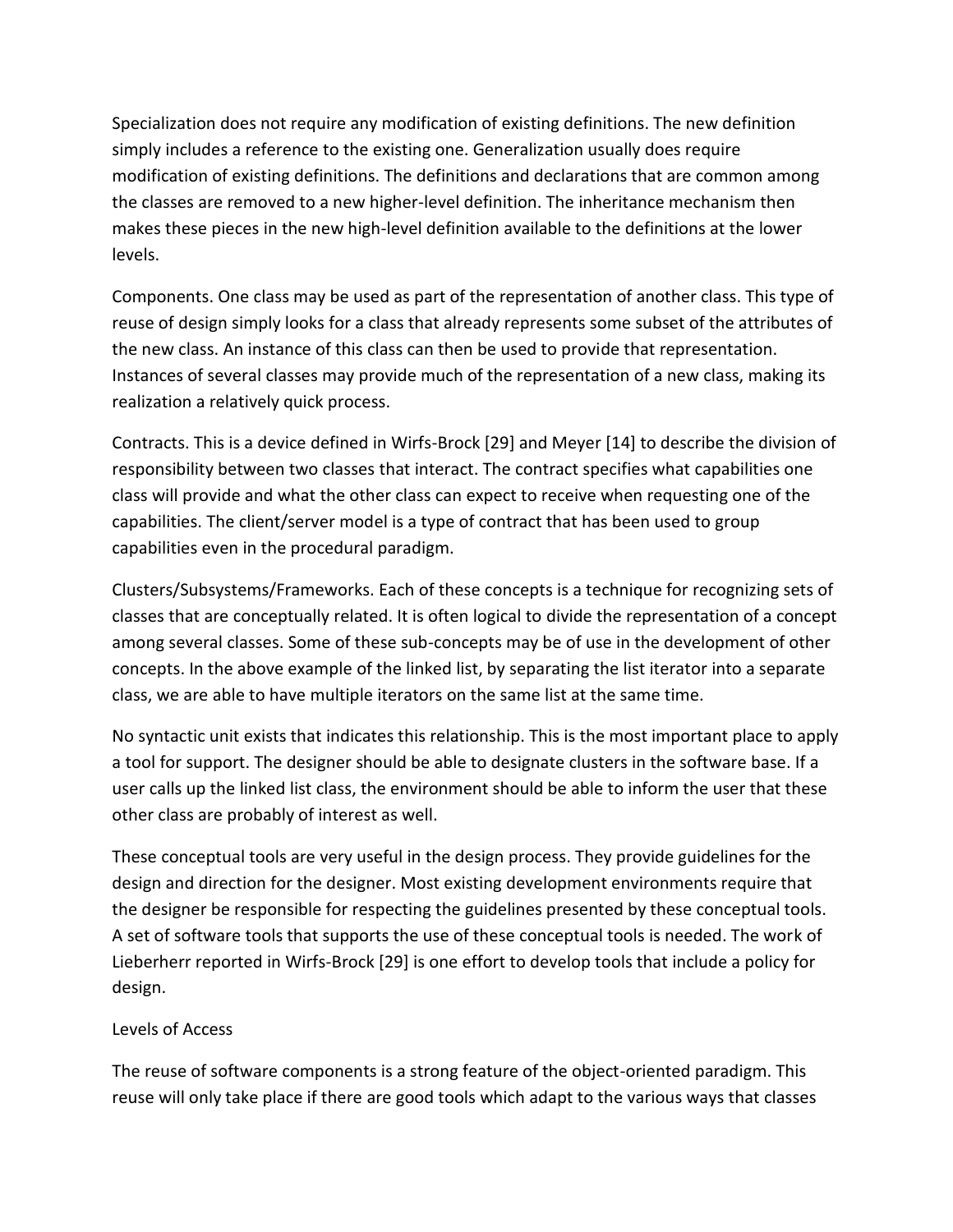Specialization does not require any modification of existing definitions. The new definition simply includes a reference to the existing one. Generalization usually does require modification of existing definitions. The definitions and declarations that are common among the classes are removed to a new higher-level definition. The inheritance mechanism then makes these pieces in the new high-level definition available to the definitions at the lower levels.

Components. One class may be used as part of the representation of another class. This type of reuse of design simply looks for a class that already represents some subset of the attributes of the new class. An instance of this class can then be used to provide that representation. Instances of several classes may provide much of the representation of a new class, making its realization a relatively quick process.

Contracts. This is a device defined in Wirfs-Brock [29] and Meyer [14] to describe the division of responsibility between two classes that interact. The contract specifies what capabilities one class will provide and what the other class can expect to receive when requesting one of the capabilities. The client/server model is a type of contract that has been used to group capabilities even in the procedural paradigm.

Clusters/Subsystems/Frameworks. Each of these concepts is a technique for recognizing sets of classes that are conceptually related. It is often logical to divide the representation of a concept among several classes. Some of these sub-concepts may be of use in the development of other concepts. In the above example of the linked list, by separating the list iterator into a separate class, we are able to have multiple iterators on the same list at the same time.

No syntactic unit exists that indicates this relationship. This is the most important place to apply a tool for support. The designer should be able to designate clusters in the software base. If a user calls up the linked list class, the environment should be able to inform the user that these other class are probably of interest as well.

These conceptual tools are very useful in the design process. They provide guidelines for the design and direction for the designer. Most existing development environments require that the designer be responsible for respecting the guidelines presented by these conceptual tools. A set of software tools that supports the use of these conceptual tools is needed. The work of Lieberherr reported in Wirfs-Brock [29] is one effort to develop tools that include a policy for design.

## Levels of Access

The reuse of software components is a strong feature of the object-oriented paradigm. This reuse will only take place if there are good tools which adapt to the various ways that classes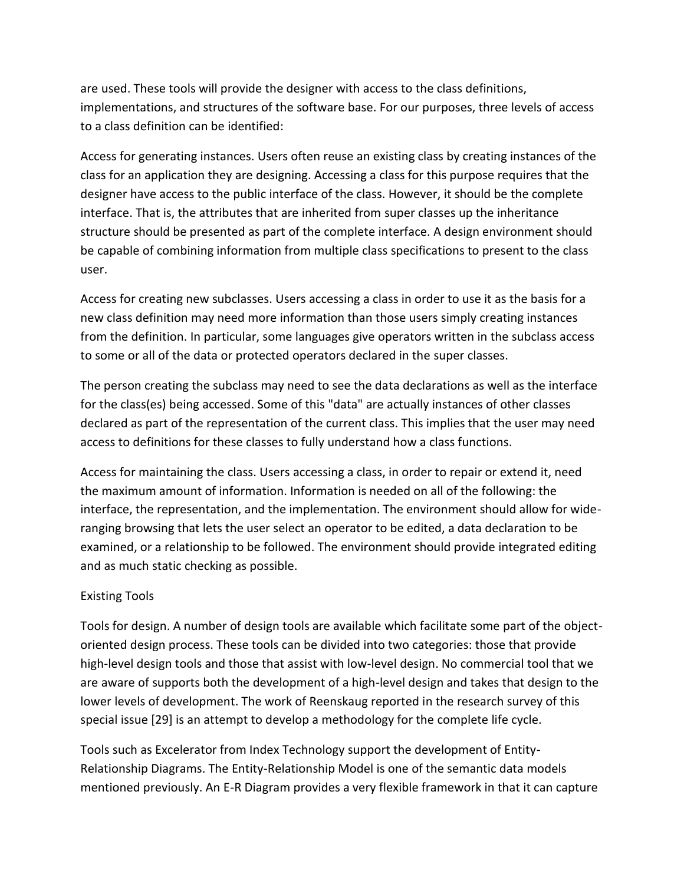are used. These tools will provide the designer with access to the class definitions, implementations, and structures of the software base. For our purposes, three levels of access to a class definition can be identified:

Access for generating instances. Users often reuse an existing class by creating instances of the class for an application they are designing. Accessing a class for this purpose requires that the designer have access to the public interface of the class. However, it should be the complete interface. That is, the attributes that are inherited from super classes up the inheritance structure should be presented as part of the complete interface. A design environment should be capable of combining information from multiple class specifications to present to the class user.

Access for creating new subclasses. Users accessing a class in order to use it as the basis for a new class definition may need more information than those users simply creating instances from the definition. In particular, some languages give operators written in the subclass access to some or all of the data or protected operators declared in the super classes.

The person creating the subclass may need to see the data declarations as well as the interface for the class(es) being accessed. Some of this "data" are actually instances of other classes declared as part of the representation of the current class. This implies that the user may need access to definitions for these classes to fully understand how a class functions.

Access for maintaining the class. Users accessing a class, in order to repair or extend it, need the maximum amount of information. Information is needed on all of the following: the interface, the representation, and the implementation. The environment should allow for wide-ranging browsing that lets the user select an operator to be edited, a data declaration to be examined, or a relationship to be followed. The environment should provide integrated editing and as much static checking as possible.

## Existing Tools

Tools for design. A number of design tools are available which facilitate some part of the object-oriented design process. These tools can be divided into two categories: those that provide high-level design tools and those that assist with low-level design. No commercial tool that we are aware of supports both the development of a high-level design and takes that design to the lower levels of development. The work of Reenskaug reported in the research survey of this special issue [29] is an attempt to develop a methodology for the complete life cycle.

Tools such as Excelerator from Index Technology support the development of Entity-Relationship Diagrams. The Entity-Relationship Model is one of the semantic data models mentioned previously. An E-R Diagram provides a very flexible framework in that it can capture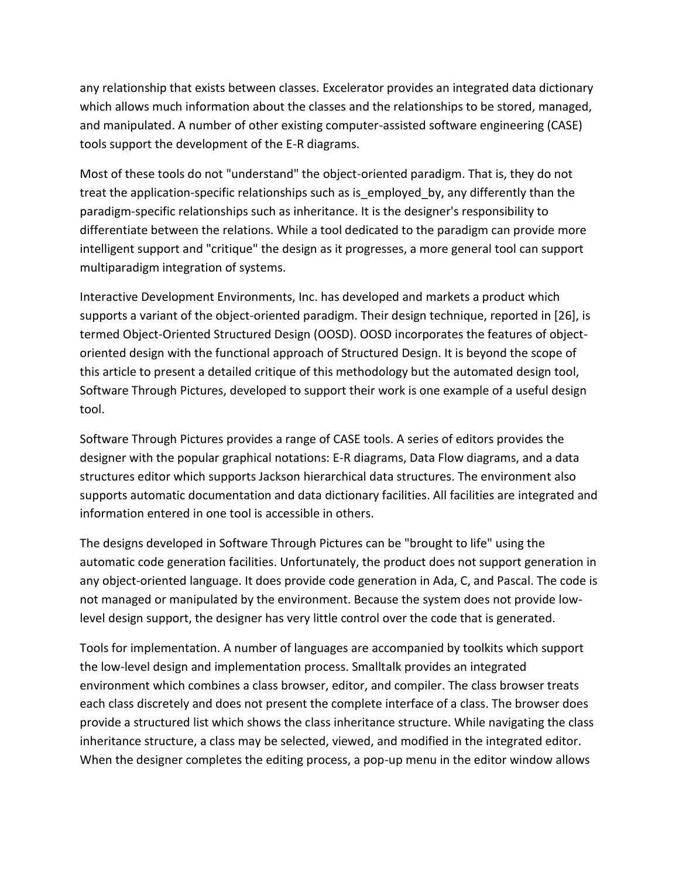any relationship that exists between classes. Excelerator provides an integrated data dictionary which allows much information about the classes and the relationships to be stored, managed, and manipulated. A number of other existing computer-assisted software engineering (CASE) tools support the development of the E-R diagrams.

Most of these tools do not "understand" the object-oriented paradigm. That is, they do not treat the application-specific relationships such as is_employed_by, any differently than the paradigm-specific relationships such as inheritance. It is the designer's responsibility to differentiate between the relations. While a tool dedicated to the paradigm can provide more intelligent support and "critique" the design as it progresses, a more general tool can support multiparadigm integration of systems.

Interactive Development Environments, Inc. has developed and markets a product which supports a variant of the object-oriented paradigm. Their design technique, reported in [26], is termed Object-Oriented Structured Design (OOSD). OOSD incorporates the features of object-oriented design with the functional approach of Structured Design. It is beyond the scope of this article to present a detailed critique of this methodology but the automated design tool, Software Through Pictures, developed to support their work is one example of a useful design tool.

Software Through Pictures provides a range of CASE tools. A series of editors provides the designer with the popular graphical notations: E-R diagrams, Data Flow diagrams, and a data structures editor which supports Jackson hierarchical data structures. The environment also supports automatic documentation and data dictionary facilities. All facilities are integrated and information entered in one tool is accessible in others.

The designs developed in Software Through Pictures can be "brought to life" using the automatic code generation facilities. Unfortunately, the product does not support generation in any object-oriented language. It does provide code generation in Ada, C, and Pascal. The code is not managed or manipulated by the environment. Because the system does not provide low-level design support, the designer has very little control over the code that is generated.

Tools for implementation. A number of languages are accompanied by toolkits which support the low-level design and implementation process. Smalltalk provides an integrated environment which combines a class browser, editor, and compiler. The class browser treats each class discretely and does not present the complete interface of a class. The browser does provide a structured list which shows the class inheritance structure. While navigating the class inheritance structure, a class may be selected, viewed, and modified in the integrated editor. When the designer completes the editing process, a pop-up menu in the editor window allows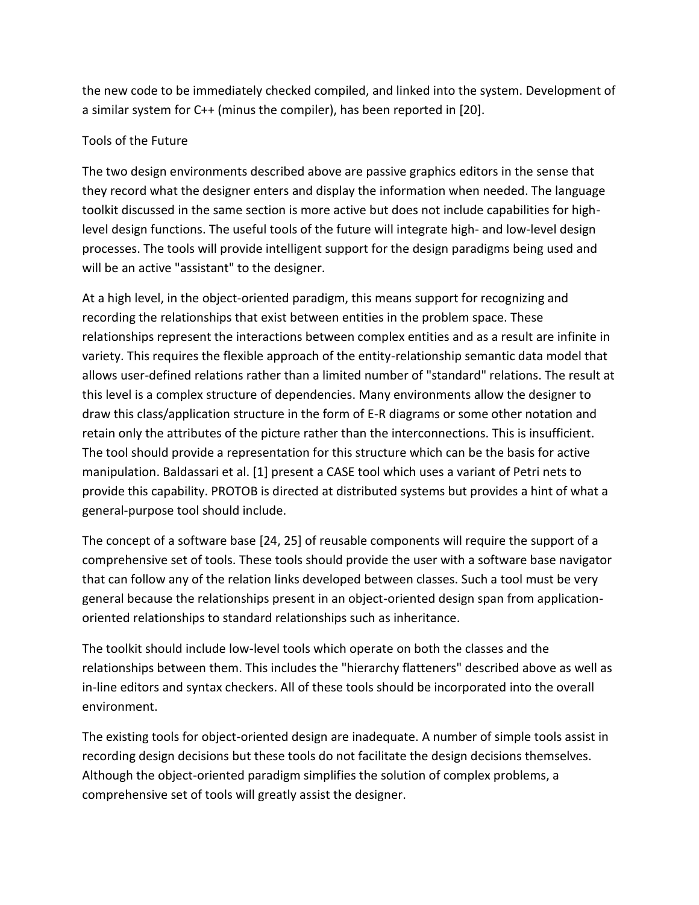the new code to be immediately checked compiled, and linked into the system. Development of a similar system for C++ (minus the compiler), has been reported in [20].

## Tools of the Future

The two design environments described above are passive graphics editors in the sense that they record what the designer enters and display the information when needed. The language toolkit discussed in the same section is more active but does not include capabilities for high-level design functions. The useful tools of the future will integrate high- and low-level design processes. The tools will provide intelligent support for the design paradigms being used and will be an active "assistant" to the designer.

At a high level, in the object-oriented paradigm, this means support for recognizing and recording the relationships that exist between entities in the problem space. These relationships represent the interactions between complex entities and as a result are infinite in variety. This requires the flexible approach of the entity-relationship semantic data model that allows user-defined relations rather than a limited number of "standard" relations. The result at this level is a complex structure of dependencies. Many environments allow the designer to draw this class/application structure in the form of E-R diagrams or some other notation and retain only the attributes of the picture rather than the interconnections. This is insufficient. The tool should provide a representation for this structure which can be the basis for active manipulation. Baldassari et al. [1] present a CASE tool which uses a variant of Petri nets to provide this capability. PROTOB is directed at distributed systems but provides a hint of what a general-purpose tool should include.

The concept of a software base [24, 25] of reusable components will require the support of a comprehensive set of tools. These tools should provide the user with a software base navigator that can follow any of the relation links developed between classes. Such a tool must be very general because the relationships present in an object-oriented design span from application-oriented relationships to standard relationships such as inheritance.

The toolkit should include low-level tools which operate on both the classes and the relationships between them. This includes the "hierarchy flatteners" described above as well as in-line editors and syntax checkers. All of these tools should be incorporated into the overall environment.

The existing tools for object-oriented design are inadequate. A number of simple tools assist in recording design decisions but these tools do not facilitate the design decisions themselves. Although the object-oriented paradigm simplifies the solution of complex problems, a comprehensive set of tools will greatly assist the designer.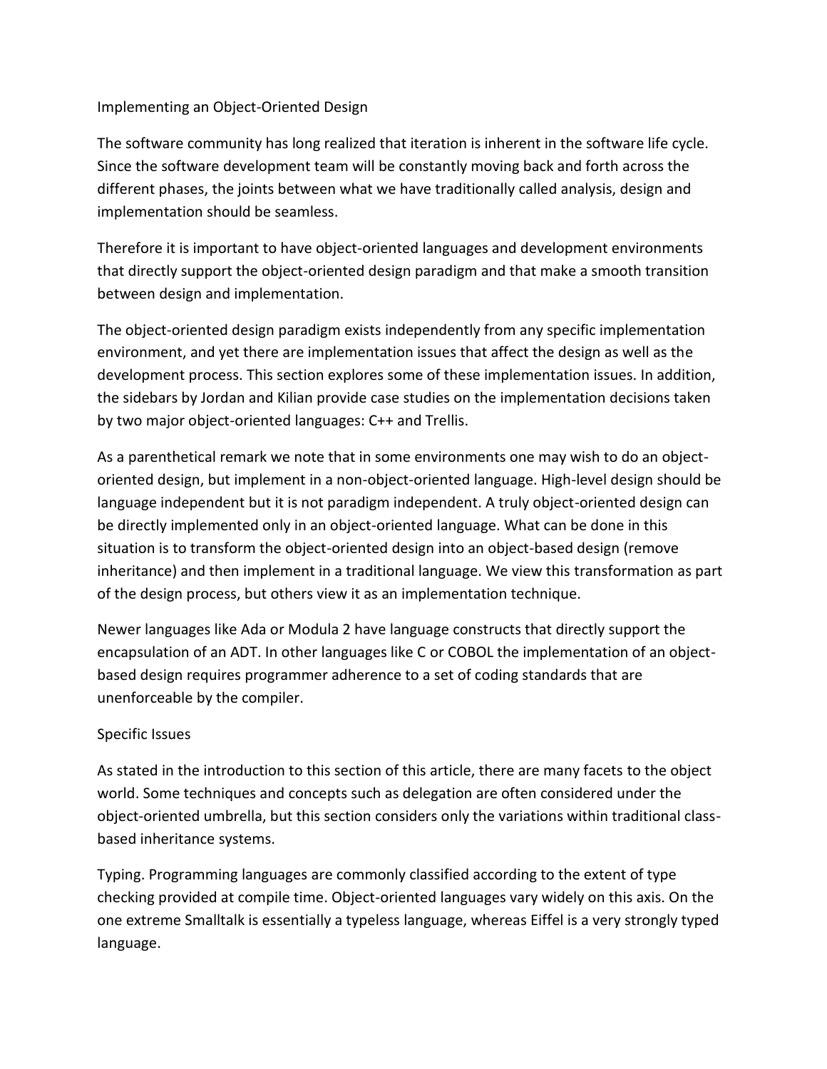## Implementing an Object-Oriented Design

The software community has long realized that iteration is inherent in the software life cycle. Since the software development team will be constantly moving back and forth across the different phases, the joints between what we have traditionally called analysis, design and implementation should be seamless.

Therefore it is important to have object-oriented languages and development environments that directly support the object-oriented design paradigm and that make a smooth transition between design and implementation.

The object-oriented design paradigm exists independently from any specific implementation environment, and yet there are implementation issues that affect the design as well as the development process. This section explores some of these implementation issues. In addition, the sidebars by Jordan and Kilian provide case studies on the implementation decisions taken by two major object-oriented languages: C++ and Trellis.

As a parenthetical remark we note that in some environments one may wish to do an object-oriented design, but implement in a non-object-oriented language. High-level design should be language independent but it is not paradigm independent. A truly object-oriented design can be directly implemented only in an object-oriented language. What can be done in this situation is to transform the object-oriented design into an object-based design (remove inheritance) and then implement in a traditional language. We view this transformation as part of the design process, but others view it as an implementation technique.

Newer languages like Ada or Modula 2 have language constructs that directly support the encapsulation of an ADT. In other languages like C or COBOL the implementation of an object-based design requires programmer adherence to a set of coding standards that are unenforceable by the compiler.

### Specific Issues

As stated in the introduction to this section of this article, there are many facets to the object world. Some techniques and concepts such as delegation are often considered under the object-oriented umbrella, but this section considers only the variations within traditional class-based inheritance systems.

Typing. Programming languages are commonly classified according to the extent of type checking provided at compile time. Object-oriented languages vary widely on this axis. On the one extreme Smalltalk is essentially a typeless language, whereas Eiffel is a very strongly typed language.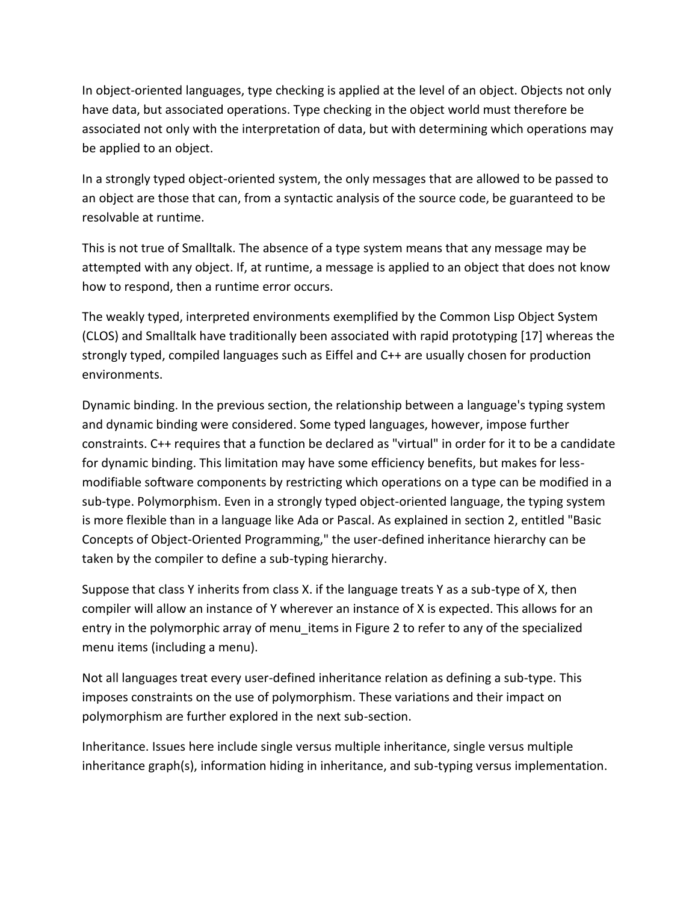In object-oriented languages, type checking is applied at the level of an object. Objects not only have data, but associated operations. Type checking in the object world must therefore be associated not only with the interpretation of data, but with determining which operations may be applied to an object.

In a strongly typed object-oriented system, the only messages that are allowed to be passed to an object are those that can, from a syntactic analysis of the source code, be guaranteed to be resolvable at runtime.

This is not true of Smalltalk. The absence of a type system means that any message may be attempted with any object. If, at runtime, a message is applied to an object that does not know how to respond, then a runtime error occurs.

The weakly typed, interpreted environments exemplified by the Common Lisp Object System (CLOS) and Smalltalk have traditionally been associated with rapid prototyping [17] whereas the strongly typed, compiled languages such as Eiffel and C++ are usually chosen for production environments.

Dynamic binding. In the previous section, the relationship between a language's typing system and dynamic binding were considered. Some typed languages, however, impose further constraints. C++ requires that a function be declared as "virtual" in order for it to be a candidate for dynamic binding. This limitation may have some efficiency benefits, but makes for less-modifiable software components by restricting which operations on a type can be modified in a sub-type. Polymorphism. Even in a strongly typed object-oriented language, the typing system is more flexible than in a language like Ada or Pascal. As explained in section 2, entitled "Basic Concepts of Object-Oriented Programming," the user-defined inheritance hierarchy can be taken by the compiler to define a sub-typing hierarchy.

Suppose that class Y inherits from class X. if the language treats Y as a sub-type of X, then compiler will allow an instance of Y wherever an instance of X is expected. This allows for an entry in the polymorphic array of menu_items in Figure 2 to refer to any of the specialized menu items (including a menu).

Not all languages treat every user-defined inheritance relation as defining a sub-type. This imposes constraints on the use of polymorphism. These variations and their impact on polymorphism are further explored in the next sub-section.

Inheritance. Issues here include single versus multiple inheritance, single versus multiple inheritance graph(s), information hiding in inheritance, and sub-typing versus implementation.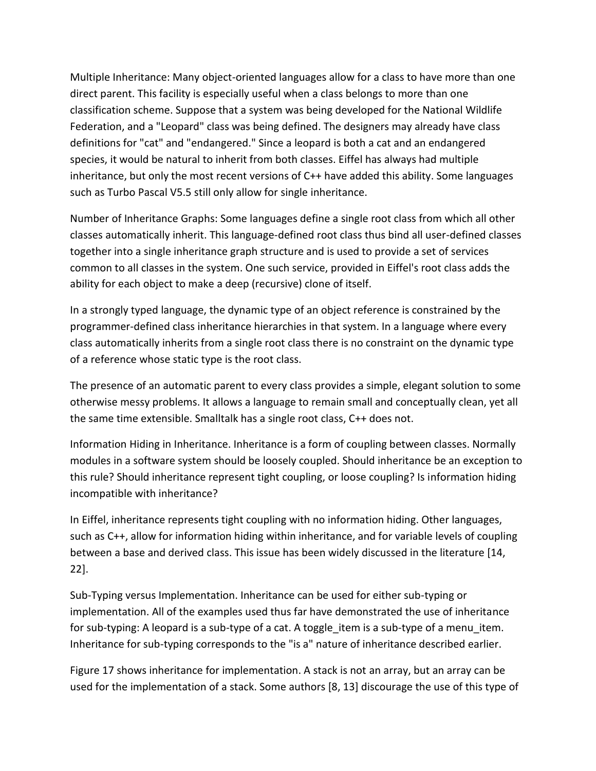Multiple Inheritance: Many object-oriented languages allow for a class to have more than one direct parent. This facility is especially useful when a class belongs to more than one classification scheme. Suppose that a system was being developed for the National Wildlife Federation, and a "Leopard" class was being defined. The designers may already have class definitions for "cat" and "endangered." Since a leopard is both a cat and an endangered species, it would be natural to inherit from both classes. Eiffel has always had multiple inheritance, but only the most recent versions of C++ have added this ability. Some languages such as Turbo Pascal V5.5 still only allow for single inheritance.

Number of Inheritance Graphs: Some languages define a single root class from which all other classes automatically inherit. This language-defined root class thus bind all user-defined classes together into a single inheritance graph structure and is used to provide a set of services common to all classes in the system. One such service, provided in Eiffel's root class adds the ability for each object to make a deep (recursive) clone of itself.

In a strongly typed language, the dynamic type of an object reference is constrained by the programmer-defined class inheritance hierarchies in that system. In a language where every class automatically inherits from a single root class there is no constraint on the dynamic type of a reference whose static type is the root class.

The presence of an automatic parent to every class provides a simple, elegant solution to some otherwise messy problems. It allows a language to remain small and conceptually clean, yet all the same time extensible. Smalltalk has a single root class, C++ does not.

Information Hiding in Inheritance. Inheritance is a form of coupling between classes. Normally modules in a software system should be loosely coupled. Should inheritance be an exception to this rule? Should inheritance represent tight coupling, or loose coupling? Is information hiding incompatible with inheritance?

In Eiffel, inheritance represents tight coupling with no information hiding. Other languages, such as C++, allow for information hiding within inheritance, and for variable levels of coupling between a base and derived class. This issue has been widely discussed in the literature [14, 22].

Sub-Typing versus Implementation. Inheritance can be used for either sub-typing or implementation. All of the examples used thus far have demonstrated the use of inheritance for sub-typing: A leopard is a sub-type of a cat. A toggle_item is a sub-type of a menu_item. Inheritance for sub-typing corresponds to the "is a" nature of inheritance described earlier.

Figure 17 shows inheritance for implementation. A stack is not an array, but an array can be used for the implementation of a stack. Some authors [8, 13] discourage the use of this type of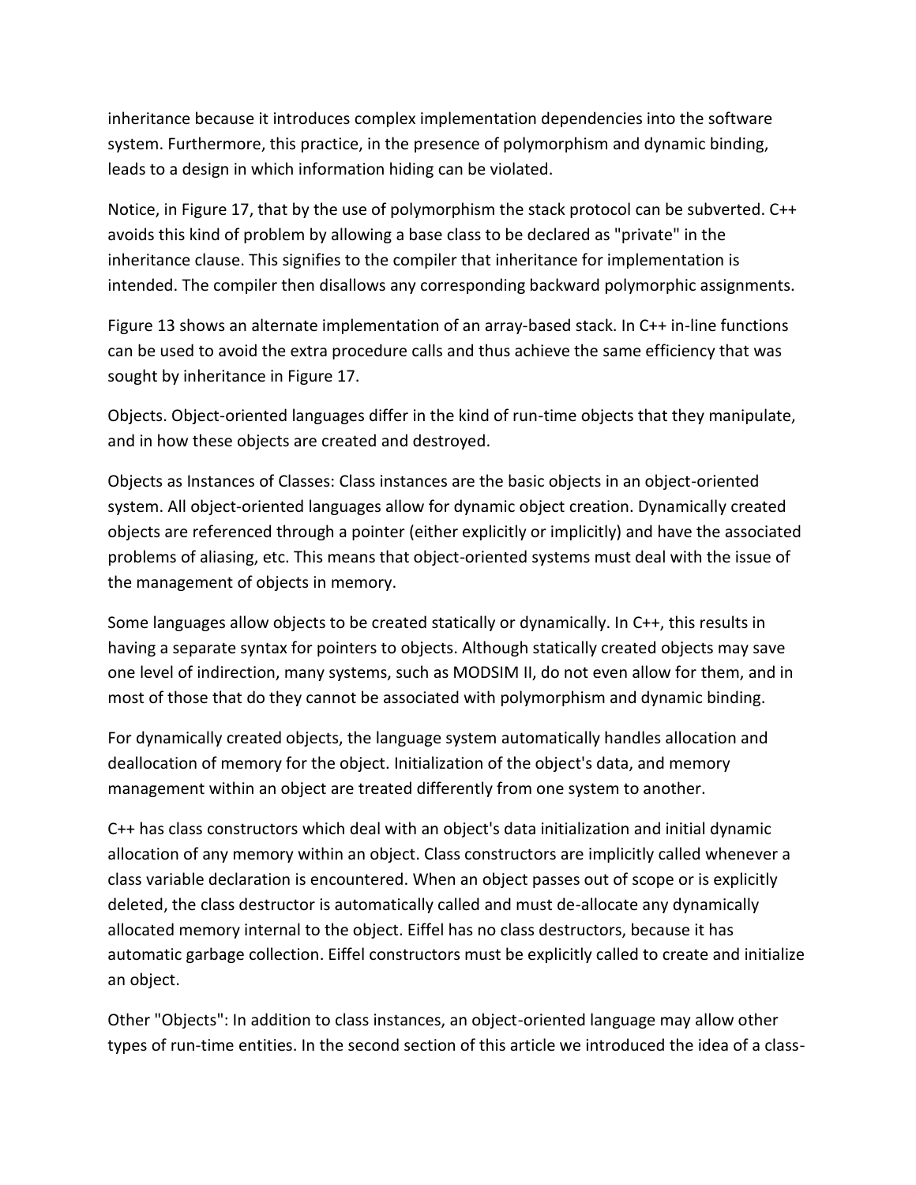inheritance because it introduces complex implementation dependencies into the software system. Furthermore, this practice, in the presence of polymorphism and dynamic binding, leads to a design in which information hiding can be violated.

Notice, in Figure 17, that by the use of polymorphism the stack protocol can be subverted. C++ avoids this kind of problem by allowing a base class to be declared as "private" in the inheritance clause. This signifies to the compiler that inheritance for implementation is intended. The compiler then disallows any corresponding backward polymorphic assignments.

Figure 13 shows an alternate implementation of an array-based stack. In C++ in-line functions can be used to avoid the extra procedure calls and thus achieve the same efficiency that was sought by inheritance in Figure 17.

Objects. Object-oriented languages differ in the kind of run-time objects that they manipulate, and in how these objects are created and destroyed.

Objects as Instances of Classes: Class instances are the basic objects in an object-oriented system. All object-oriented languages allow for dynamic object creation. Dynamically created objects are referenced through a pointer (either explicitly or implicitly) and have the associated problems of aliasing, etc. This means that object-oriented systems must deal with the issue of the management of objects in memory.

Some languages allow objects to be created statically or dynamically. In C++, this results in having a separate syntax for pointers to objects. Although statically created objects may save one level of indirection, many systems, such as MODSIM II, do not even allow for them, and in most of those that do they cannot be associated with polymorphism and dynamic binding.

For dynamically created objects, the language system automatically handles allocation and deallocation of memory for the object. Initialization of the object's data, and memory management within an object are treated differently from one system to another.

C++ has class constructors which deal with an object's data initialization and initial dynamic allocation of any memory within an object. Class constructors are implicitly called whenever a class variable declaration is encountered. When an object passes out of scope or is explicitly deleted, the class destructor is automatically called and must de-allocate any dynamically allocated memory internal to the object. Eiffel has no class destructors, because it has automatic garbage collection. Eiffel constructors must be explicitly called to create and initialize an object.

Other "Objects": In addition to class instances, an object-oriented language may allow other types of run-time entities. In the second section of this article we introduced the idea of a class-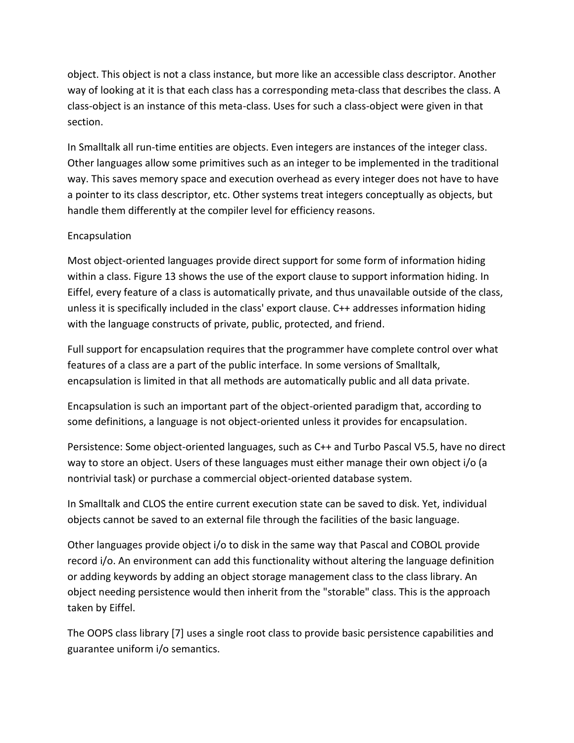object. This object is not a class instance, but more like an accessible class descriptor. Another way of looking at it is that each class has a corresponding meta-class that describes the class. A class-object is an instance of this meta-class. Uses for such a class-object were given in that section.

In Smalltalk all run-time entities are objects. Even integers are instances of the integer class. Other languages allow some primitives such as an integer to be implemented in the traditional way. This saves memory space and execution overhead as every integer does not have to have a pointer to its class descriptor, etc. Other systems treat integers conceptually as objects, but handle them differently at the compiler level for efficiency reasons.

## Encapsulation

Most object-oriented languages provide direct support for some form of information hiding within a class. Figure 13 shows the use of the export clause to support information hiding. In Eiffel, every feature of a class is automatically private, and thus unavailable outside of the class, unless it is specifically included in the class' export clause. C++ addresses information hiding with the language constructs of private, public, protected, and friend.

Full support for encapsulation requires that the programmer have complete control over what features of a class are a part of the public interface. In some versions of Smalltalk, encapsulation is limited in that all methods are automatically public and all data private.

Encapsulation is such an important part of the object-oriented paradigm that, according to some definitions, a language is not object-oriented unless it provides for encapsulation.

Persistence: Some object-oriented languages, such as C++ and Turbo Pascal V5.5, have no direct way to store an object. Users of these languages must either manage their own object i/o (a nontrivial task) or purchase a commercial object-oriented database system.

In Smalltalk and CLOS the entire current execution state can be saved to disk. Yet, individual objects cannot be saved to an external file through the facilities of the basic language.

Other languages provide object i/o to disk in the same way that Pascal and COBOL provide record i/o. An environment can add this functionality without altering the language definition or adding keywords by adding an object storage management class to the class library. An object needing persistence would then inherit from the "storable" class. This is the approach taken by Eiffel.

The OOPS class library [7] uses a single root class to provide basic persistence capabilities and guarantee uniform i/o semantics.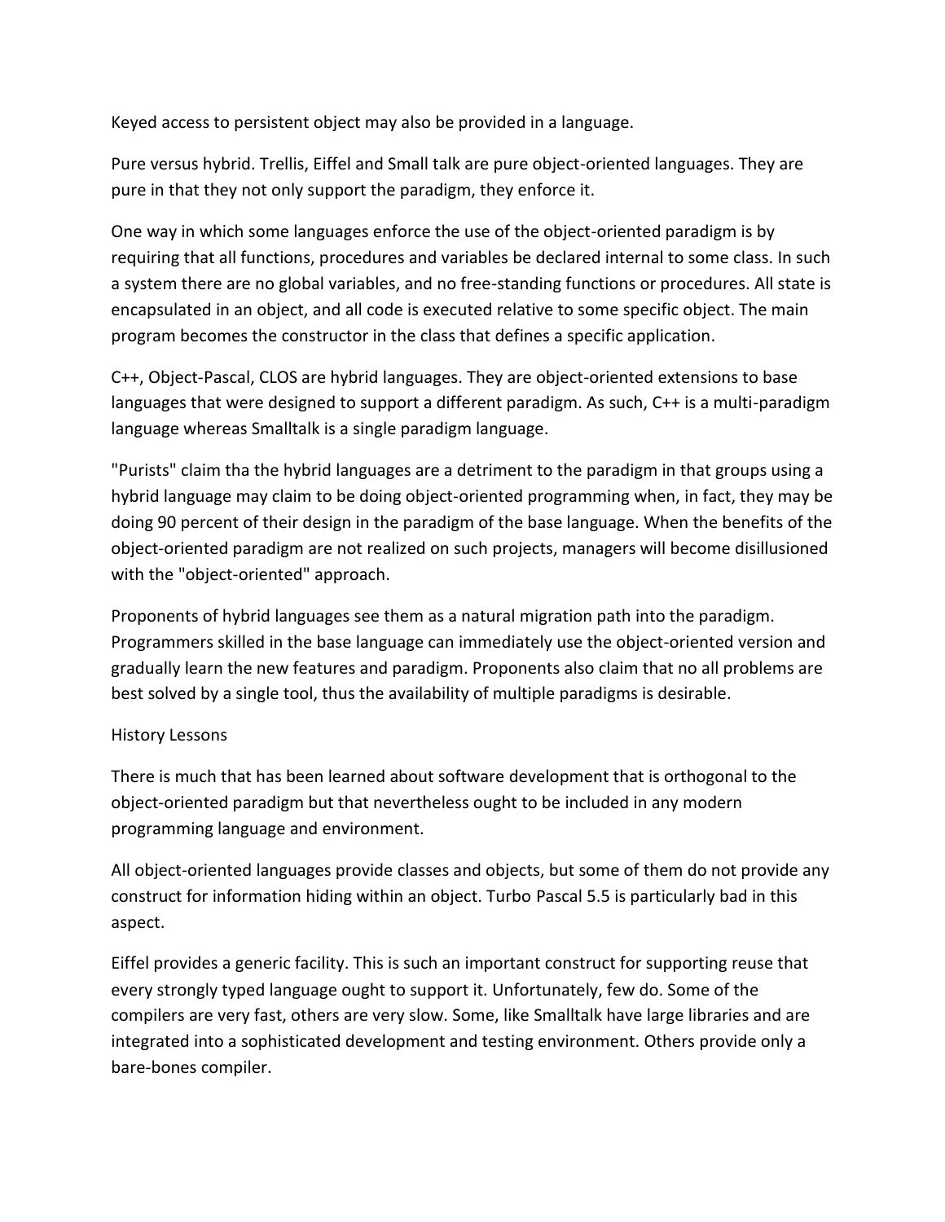Keyed access to persistent object may also be provided in a language.

Pure versus hybrid. Trellis, Eiffel and Small talk are pure object-oriented languages. They are pure in that they not only support the paradigm, they enforce it.

One way in which some languages enforce the use of the object-oriented paradigm is by requiring that all functions, procedures and variables be declared internal to some class. In such a system there are no global variables, and no free-standing functions or procedures. All state is encapsulated in an object, and all code is executed relative to some specific object. The main program becomes the constructor in the class that defines a specific application.

C++, Object-Pascal, CLOS are hybrid languages. They are object-oriented extensions to base languages that were designed to support a different paradigm. As such, C++ is a multi-paradigm language whereas Smalltalk is a single paradigm language.

"Purists" claim tha the hybrid languages are a detriment to the paradigm in that groups using a hybrid language may claim to be doing object-oriented programming when, in fact, they may be doing 90 percent of their design in the paradigm of the base language. When the benefits of the object-oriented paradigm are not realized on such projects, managers will become disillusioned with the "object-oriented" approach.

Proponents of hybrid languages see them as a natural migration path into the paradigm. Programmers skilled in the base language can immediately use the object-oriented version and gradually learn the new features and paradigm. Proponents also claim that no all problems are best solved by a single tool, thus the availability of multiple paradigms is desirable.

History Lessons

There is much that has been learned about software development that is orthogonal to the object-oriented paradigm but that nevertheless ought to be included in any modern programming language and environment.

All object-oriented languages provide classes and objects, but some of them do not provide any construct for information hiding within an object. Turbo Pascal 5.5 is particularly bad in this aspect.

Eiffel provides a generic facility. This is such an important construct for supporting reuse that every strongly typed language ought to support it. Unfortunately, few do. Some of the compilers are very fast, others are very slow. Some, like Smalltalk have large libraries and are integrated into a sophisticated development and testing environment. Others provide only a bare-bones compiler.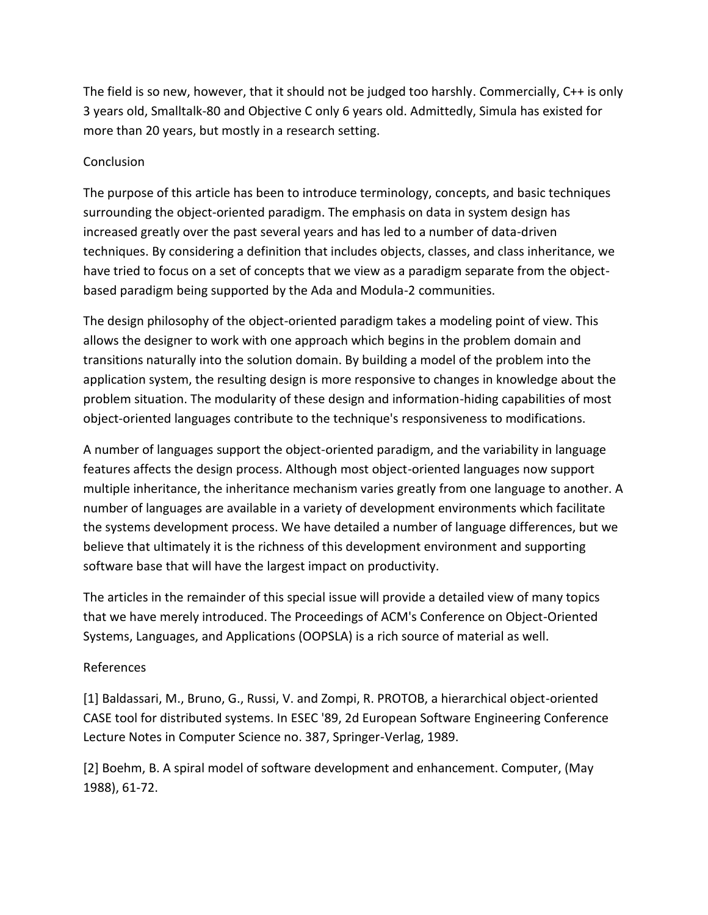The field is so new, however, that it should not be judged too harshly. Commercially, C++ is only 3 years old, Smalltalk-80 and Objective C only 6 years old. Admittedly, Simula has existed for more than 20 years, but mostly in a research setting.

## Conclusion

The purpose of this article has been to introduce terminology, concepts, and basic techniques surrounding the object-oriented paradigm. The emphasis on data in system design has increased greatly over the past several years and has led to a number of data-driven techniques. By considering a definition that includes objects, classes, and class inheritance, we have tried to focus on a set of concepts that we view as a paradigm separate from the object-based paradigm being supported by the Ada and Modula-2 communities.

The design philosophy of the object-oriented paradigm takes a modeling point of view. This allows the designer to work with one approach which begins in the problem domain and transitions naturally into the solution domain. By building a model of the problem into the application system, the resulting design is more responsive to changes in knowledge about the problem situation. The modularity of these design and information-hiding capabilities of most object-oriented languages contribute to the technique's responsiveness to modifications.

A number of languages support the object-oriented paradigm, and the variability in language features affects the design process. Although most object-oriented languages now support multiple inheritance, the inheritance mechanism varies greatly from one language to another. A number of languages are available in a variety of development environments which facilitate the systems development process. We have detailed a number of language differences, but we believe that ultimately it is the richness of this development environment and supporting software base that will have the largest impact on productivity.

The articles in the remainder of this special issue will provide a detailed view of many topics that we have merely introduced. The Proceedings of ACM's Conference on Object-Oriented Systems, Languages, and Applications (OOPSLA) is a rich source of material as well.

## References

[1] Baldassari, M., Bruno, G., Russi, V. and Zompi, R. PROTOB, a hierarchical object-oriented CASE tool for distributed systems. In ESEC '89, 2d European Software Engineering Conference Lecture Notes in Computer Science no. 387, Springer-Verlag, 1989.

[2] Boehm, B. A spiral model of software development and enhancement. Computer, (May 1988), 61-72.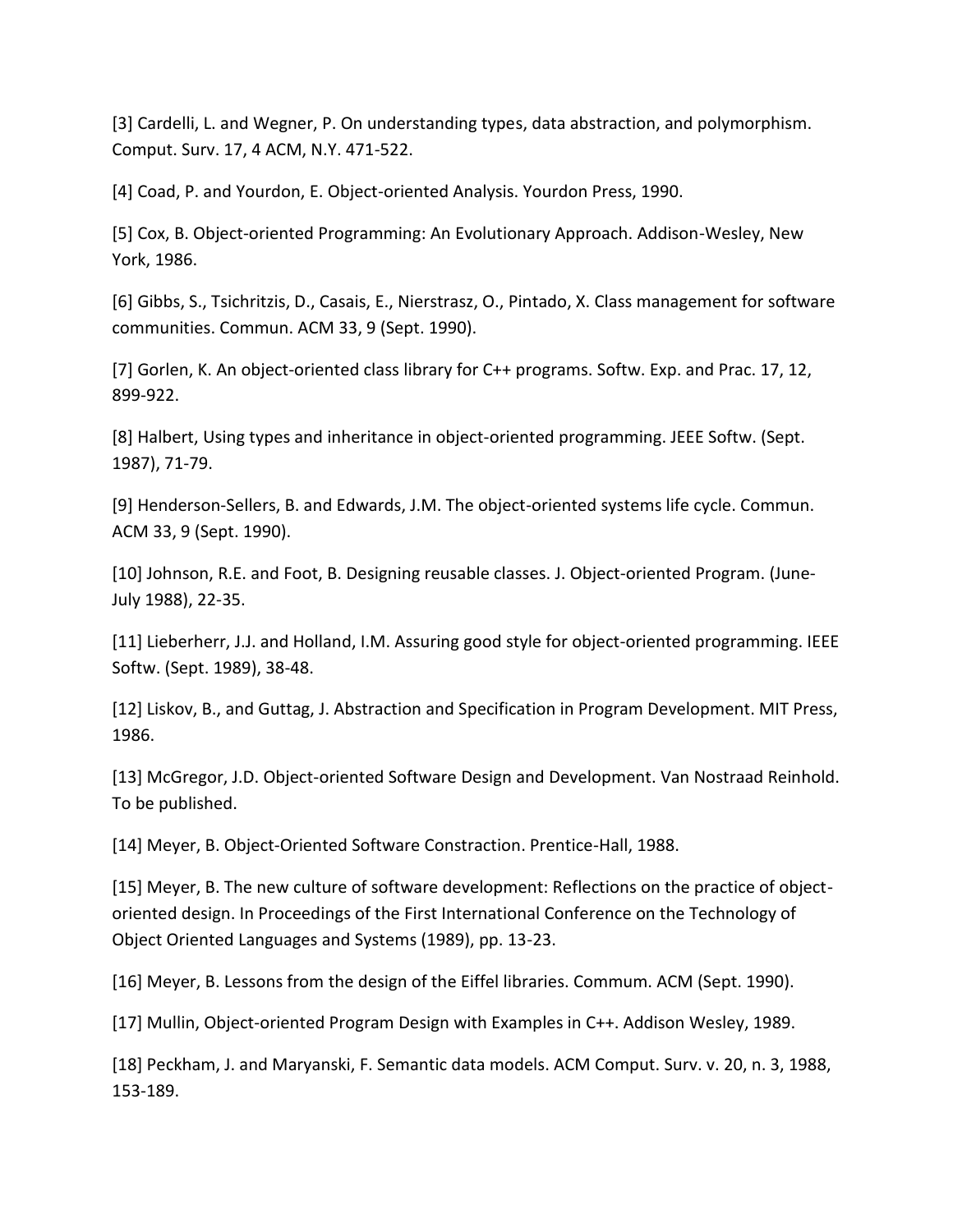[3] Cardelli, L. and Wegner, P. On understanding types, data abstraction, and polymorphism. Comput. Surv. 17, 4 ACM, N.Y. 471-522.

[4] Coad, P. and Yourdon, E. Object-oriented Analysis. Yourdon Press, 1990.

[5] Cox, B. Object-oriented Programming: An Evolutionary Approach. Addison-Wesley, New York, 1986.

[6] Gibbs, S., Tsichritzis, D., Casais, E., Nierstrasz, O., Pintado, X. Class management for software communities. Commun. ACM 33, 9 (Sept. 1990).

[7] Gorlen, K. An object-oriented class library for C++ programs. Softw. Exp. and Prac. 17, 12, 899-922.

[8] Halbert, Using types and inheritance in object-oriented programming. JEEE Softw. (Sept. 1987), 71-79.

[9] Henderson-Sellers, B. and Edwards, J.M. The object-oriented systems life cycle. Commun. ACM 33, 9 (Sept. 1990).

[10] Johnson, R.E. and Foot, B. Designing reusable classes. J. Object-oriented Program. (June-July 1988), 22-35.

[11] Lieberherr, J.J. and Holland, I.M. Assuring good style for object-oriented programming. IEEE Softw. (Sept. 1989), 38-48.

[12] Liskov, B., and Guttag, J. Abstraction and Specification in Program Development. MIT Press, 1986.

[13] McGregor, J.D. Object-oriented Software Design and Development. Van Nostraad Reinhold. To be published.

[14] Meyer, B. Object-Oriented Software Constraction. Prentice-Hall, 1988.

[15] Meyer, B. The new culture of software development: Reflections on the practice of object-oriented design. In Proceedings of the First International Conference on the Technology of Object Oriented Languages and Systems (1989), pp. 13-23.

[16] Meyer, B. Lessons from the design of the Eiffel libraries. Commum. ACM (Sept. 1990).

[17] Mullin, Object-oriented Program Design with Examples in C++. Addison Wesley, 1989.

[18] Peckham, J. and Maryanski, F. Semantic data models. ACM Comput. Surv. v. 20, n. 3, 1988, 153-189.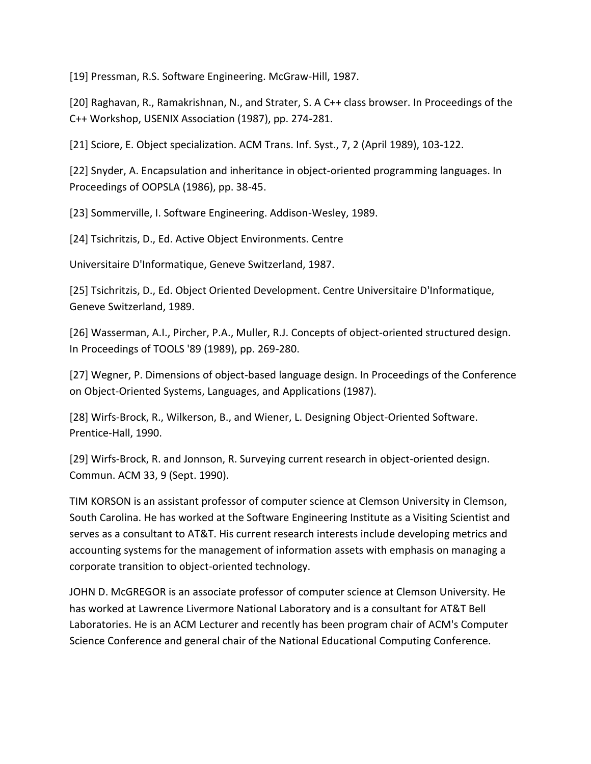[19] Pressman, R.S. Software Engineering. McGraw-Hill, 1987.

[20] Raghavan, R., Ramakrishnan, N., and Strater, S. A C++ class browser. In Proceedings of the C++ Workshop, USENIX Association (1987), pp. 274-281.

[21] Sciore, E. Object specialization. ACM Trans. Inf. Syst., 7, 2 (April 1989), 103-122.

[22] Snyder, A. Encapsulation and inheritance in object-oriented programming languages. In Proceedings of OOPSLA (1986), pp. 38-45.

[23] Sommerville, I. Software Engineering. Addison-Wesley, 1989.

[24] Tsichritzis, D., Ed. Active Object Environments. Centre

Universitaire D'Informatique, Geneve Switzerland, 1987.

[25] Tsichritzis, D., Ed. Object Oriented Development. Centre Universitaire D'Informatique, Geneve Switzerland, 1989.

[26] Wasserman, A.I., Pircher, P.A., Muller, R.J. Concepts of object-oriented structured design. In Proceedings of TOOLS '89 (1989), pp. 269-280.

[27] Wegner, P. Dimensions of object-based language design. In Proceedings of the Conference on Object-Oriented Systems, Languages, and Applications (1987).

[28] Wirfs-Brock, R., Wilkerson, B., and Wiener, L. Designing Object-Oriented Software. Prentice-Hall, 1990.

[29] Wirfs-Brock, R. and Jonnson, R. Surveying current research in object-oriented design. Commun. ACM 33, 9 (Sept. 1990).

TIM KORSON is an assistant professor of computer science at Clemson University in Clemson, South Carolina. He has worked at the Software Engineering Institute as a Visiting Scientist and serves as a consultant to AT&T. His current research interests include developing metrics and accounting systems for the management of information assets with emphasis on managing a corporate transition to object-oriented technology.

JOHN D. McGREGOR is an associate professor of computer science at Clemson University. He has worked at Lawrence Livermore National Laboratory and is a consultant for AT&T Bell Laboratories. He is an ACM Lecturer and recently has been program chair of ACM's Computer Science Conference and general chair of the National Educational Computing Conference.